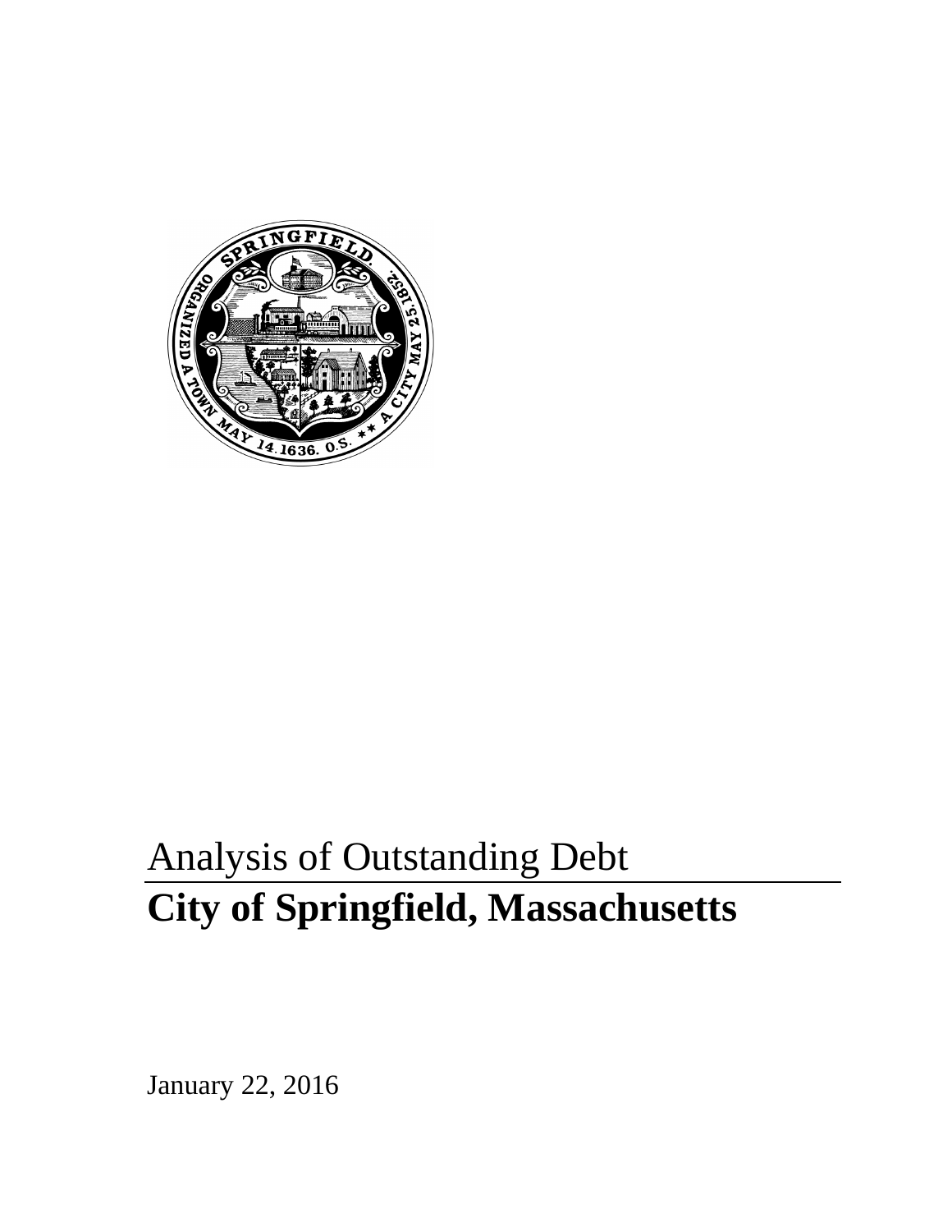# Analysis of Outstanding Debt

# City of Springfield, Massachusetts

January 22, 2016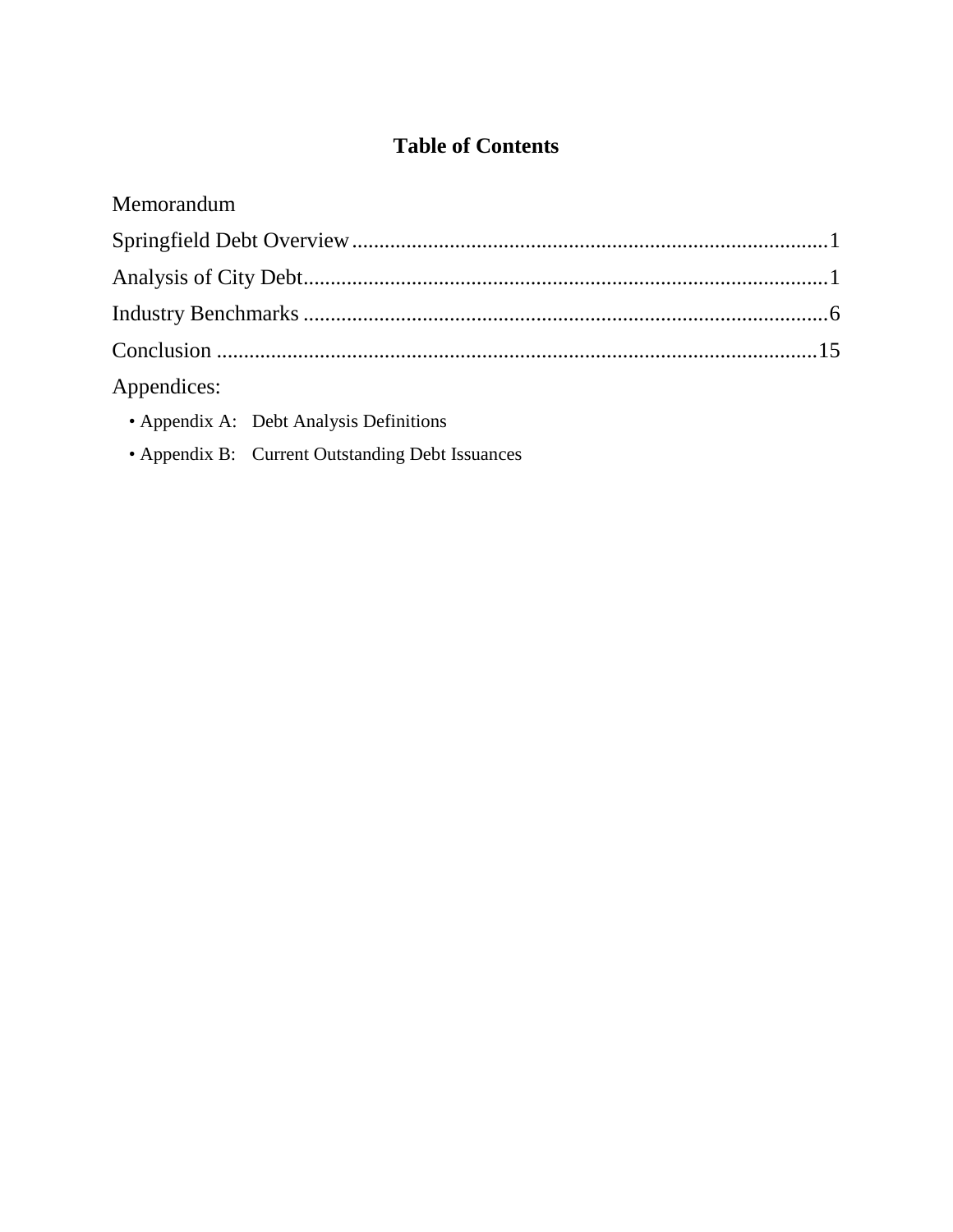# Table of Contents

Memorandum

Springfield Debt Overview........................................................................................1

Analysis of City Debt.................................................................................................1

Industry Benchmarks .................................................................................................6

Conclusion ...............................................................................................................15

Appendices:

- Appendix A: Debt Analysis Definitions
- Appendix B: Current Outstanding Debt Issuances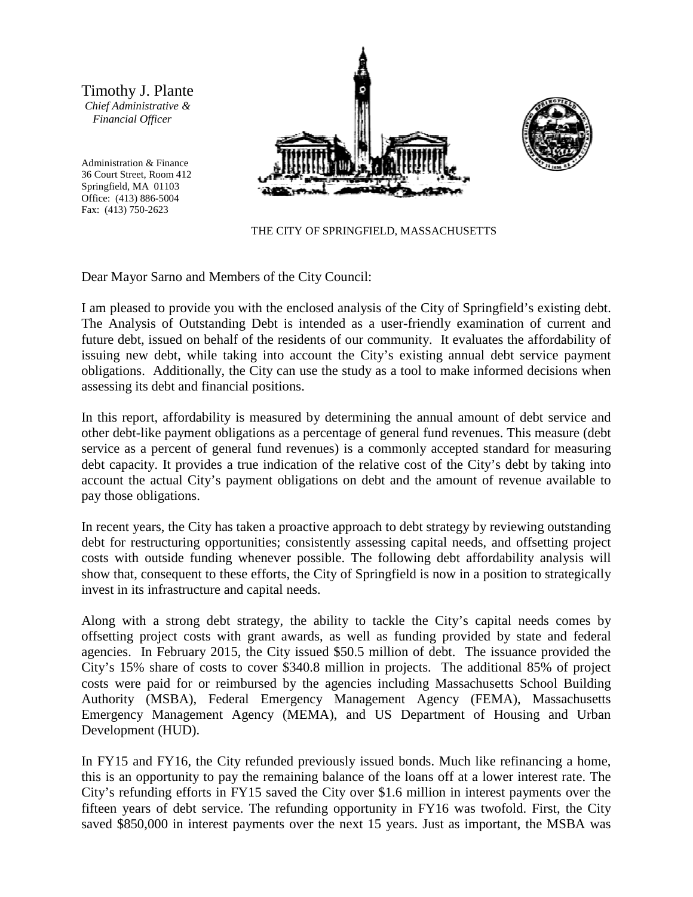Timothy J. Plante
*Chief Administrative & Financial Officer*

Administration & Finance
36 Court Street, Room 412
Springfield, MA 01103
Office: (413) 886-5004
Fax: (413) 750-2623

THE CITY OF SPRINGFIELD, MASSACHUSETTS

Dear Mayor Sarno and Members of the City Council:

I am pleased to provide you with the enclosed analysis of the City of Springfield's existing debt. The Analysis of Outstanding Debt is intended as a user-friendly examination of current and future debt, issued on behalf of the residents of our community. It evaluates the affordability of issuing new debt, while taking into account the City's existing annual debt service payment obligations. Additionally, the City can use the study as a tool to make informed decisions when assessing its debt and financial positions.

In this report, affordability is measured by determining the annual amount of debt service and other debt-like payment obligations as a percentage of general fund revenues. This measure (debt service as a percent of general fund revenues) is a commonly accepted standard for measuring debt capacity. It provides a true indication of the relative cost of the City's debt by taking into account the actual City's payment obligations on debt and the amount of revenue available to pay those obligations.

In recent years, the City has taken a proactive approach to debt strategy by reviewing outstanding debt for restructuring opportunities; consistently assessing capital needs, and offsetting project costs with outside funding whenever possible. The following debt affordability analysis will show that, consequent to these efforts, the City of Springfield is now in a position to strategically invest in its infrastructure and capital needs.

Along with a strong debt strategy, the ability to tackle the City's capital needs comes by offsetting project costs with grant awards, as well as funding provided by state and federal agencies. In February 2015, the City issued $50.5 million of debt. The issuance provided the City's 15% share of costs to cover $340.8 million in projects. The additional 85% of project costs were paid for or reimbursed by the agencies including Massachusetts School Building Authority (MSBA), Federal Emergency Management Agency (FEMA), Massachusetts Emergency Management Agency (MEMA), and US Department of Housing and Urban Development (HUD).

In FY15 and FY16, the City refunded previously issued bonds. Much like refinancing a home, this is an opportunity to pay the remaining balance of the loans off at a lower interest rate. The City's refunding efforts in FY15 saved the City over $1.6 million in interest payments over the fifteen years of debt service. The refunding opportunity in FY16 was twofold. First, the City saved $850,000 in interest payments over the next 15 years. Just as important, the MSBA was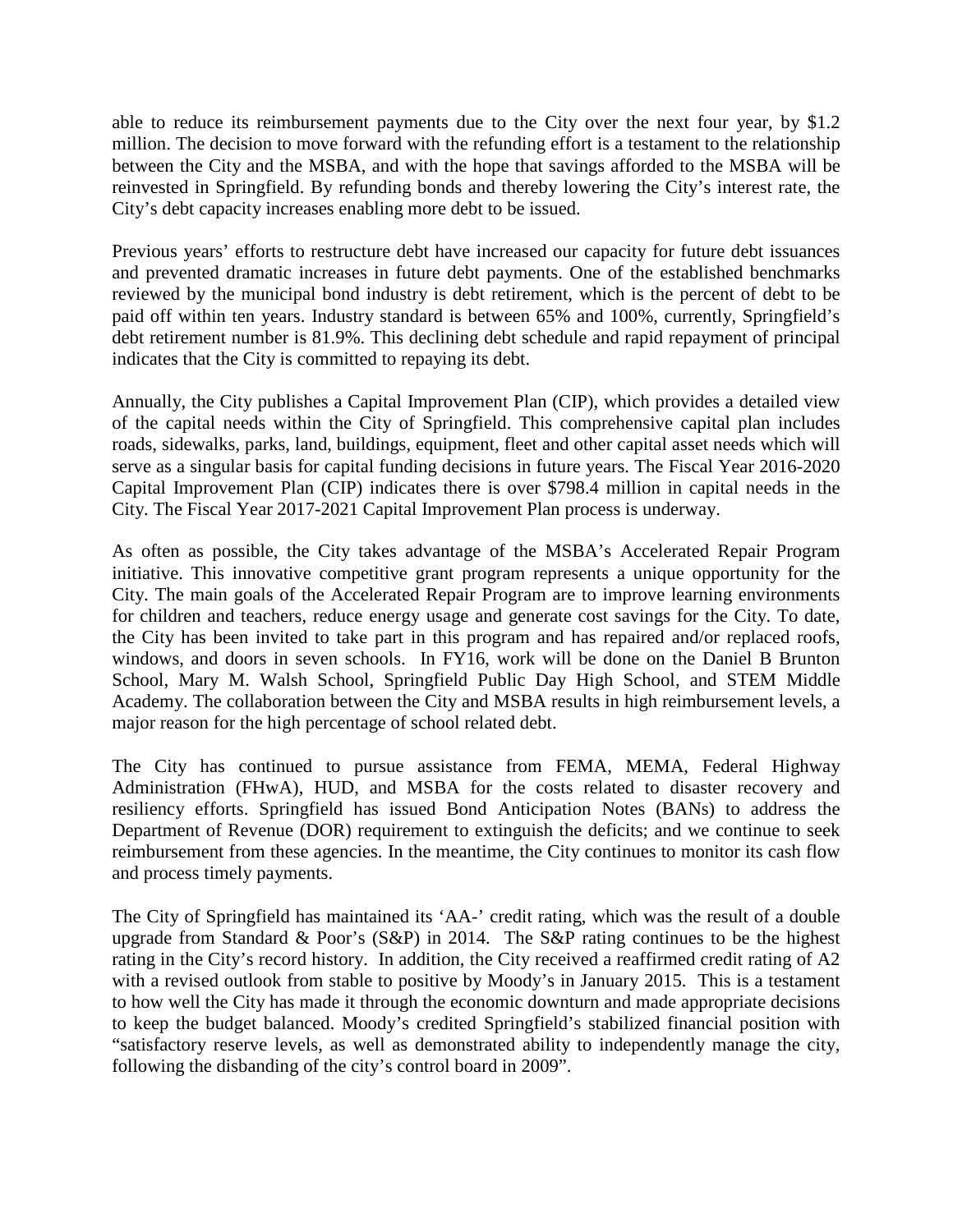able to reduce its reimbursement payments due to the City over the next four year, by $1.2 million. The decision to move forward with the refunding effort is a testament to the relationship between the City and the MSBA, and with the hope that savings afforded to the MSBA will be reinvested in Springfield. By refunding bonds and thereby lowering the City's interest rate, the City's debt capacity increases enabling more debt to be issued.

Previous years' efforts to restructure debt have increased our capacity for future debt issuances and prevented dramatic increases in future debt payments. One of the established benchmarks reviewed by the municipal bond industry is debt retirement, which is the percent of debt to be paid off within ten years. Industry standard is between 65% and 100%, currently, Springfield's debt retirement number is 81.9%. This declining debt schedule and rapid repayment of principal indicates that the City is committed to repaying its debt.

Annually, the City publishes a Capital Improvement Plan (CIP), which provides a detailed view of the capital needs within the City of Springfield. This comprehensive capital plan includes roads, sidewalks, parks, land, buildings, equipment, fleet and other capital asset needs which will serve as a singular basis for capital funding decisions in future years. The Fiscal Year 2016-2020 Capital Improvement Plan (CIP) indicates there is over $798.4 million in capital needs in the City. The Fiscal Year 2017-2021 Capital Improvement Plan process is underway.

As often as possible, the City takes advantage of the MSBA's Accelerated Repair Program initiative. This innovative competitive grant program represents a unique opportunity for the City. The main goals of the Accelerated Repair Program are to improve learning environments for children and teachers, reduce energy usage and generate cost savings for the City. To date, the City has been invited to take part in this program and has repaired and/or replaced roofs, windows, and doors in seven schools. In FY16, work will be done on the Daniel B Brunton School, Mary M. Walsh School, Springfield Public Day High School, and STEM Middle Academy. The collaboration between the City and MSBA results in high reimbursement levels, a major reason for the high percentage of school related debt.

The City has continued to pursue assistance from FEMA, MEMA, Federal Highway Administration (FHwA), HUD, and MSBA for the costs related to disaster recovery and resiliency efforts. Springfield has issued Bond Anticipation Notes (BANs) to address the Department of Revenue (DOR) requirement to extinguish the deficits; and we continue to seek reimbursement from these agencies. In the meantime, the City continues to monitor its cash flow and process timely payments.

The City of Springfield has maintained its 'AA-' credit rating, which was the result of a double upgrade from Standard & Poor's (S&P) in 2014. The S&P rating continues to be the highest rating in the City's record history. In addition, the City received a reaffirmed credit rating of A2 with a revised outlook from stable to positive by Moody's in January 2015. This is a testament to how well the City has made it through the economic downturn and made appropriate decisions to keep the budget balanced. Moody's credited Springfield's stabilized financial position with "satisfactory reserve levels, as well as demonstrated ability to independently manage the city, following the disbanding of the city's control board in 2009".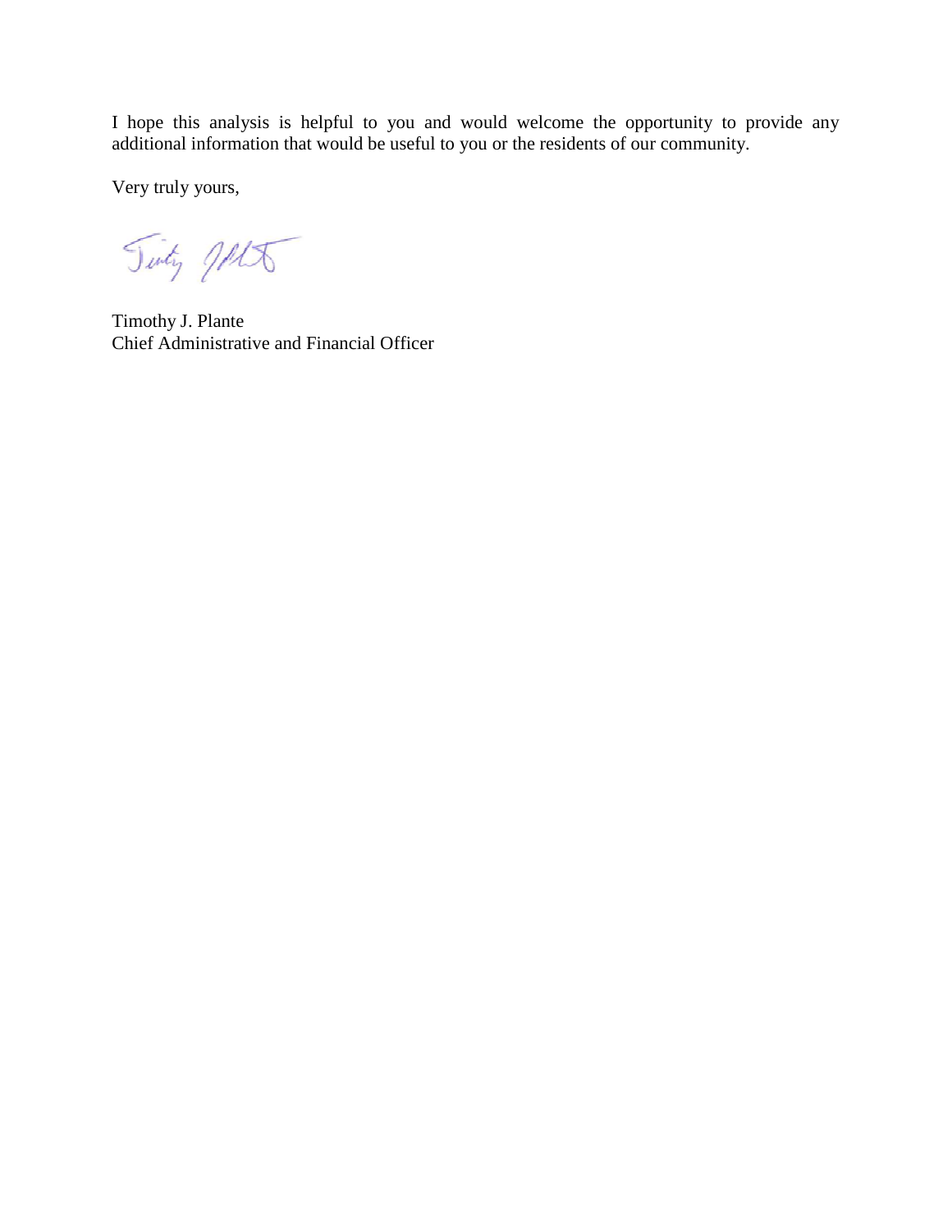I hope this analysis is helpful to you and would welcome the opportunity to provide any additional information that would be useful to you or the residents of our community.

Very truly yours,

Timothy J. Plante
Chief Administrative and Financial Officer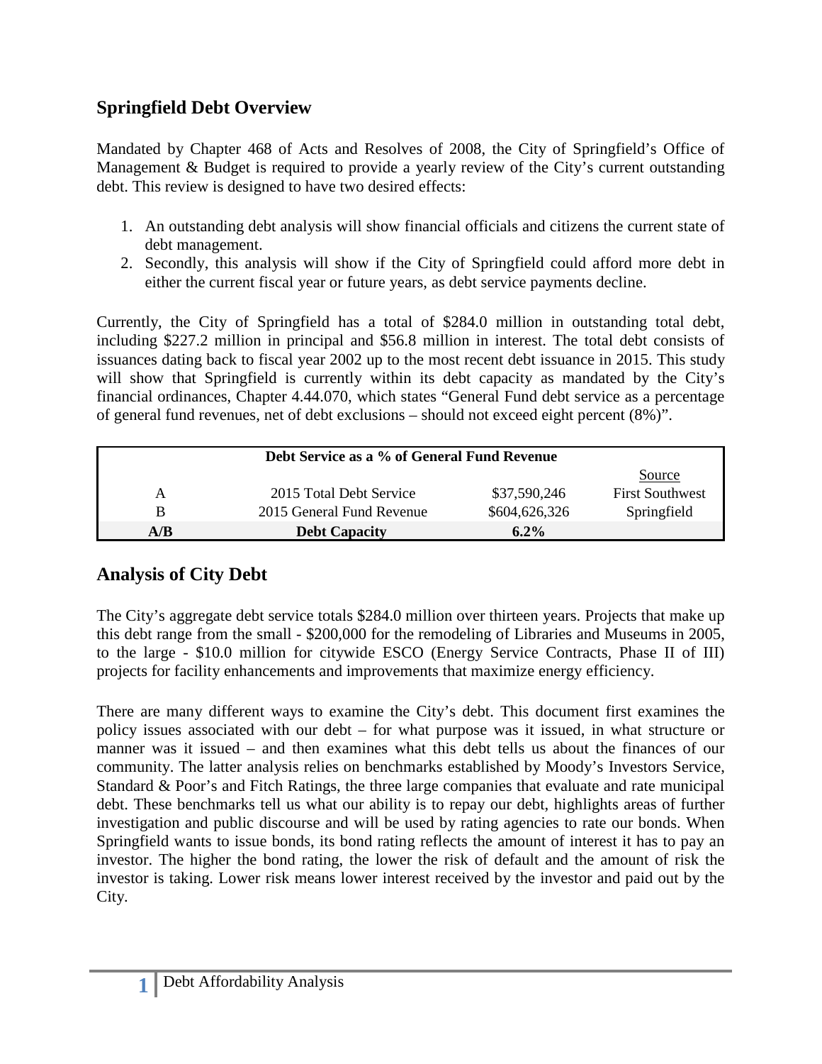## Springfield Debt Overview

Mandated by Chapter 468 of Acts and Resolves of 2008, the City of Springfield's Office of Management & Budget is required to provide a yearly review of the City's current outstanding debt. This review is designed to have two desired effects:

1. An outstanding debt analysis will show financial officials and citizens the current state of debt management.
2. Secondly, this analysis will show if the City of Springfield could afford more debt in either the current fiscal year or future years, as debt service payments decline.

Currently, the City of Springfield has a total of $284.0 million in outstanding total debt, including $227.2 million in principal and $56.8 million in interest. The total debt consists of issuances dating back to fiscal year 2002 up to the most recent debt issuance in 2015. This study will show that Springfield is currently within its debt capacity as mandated by the City's financial ordinances, Chapter 4.44.070, which states "General Fund debt service as a percentage of general fund revenues, net of debt exclusions – should not exceed eight percent (8%)".

| Debt Service as a % of General Fund Revenue | | | |
|---|---|---|---|
| | | | Source |
| A | 2015 Total Debt Service | $37,590,246 | First Southwest |
| B | 2015 General Fund Revenue | $604,626,326 | Springfield |
| **A/B** | **Debt Capacity** | **6.2%** | |

## Analysis of City Debt

The City's aggregate debt service totals $284.0 million over thirteen years. Projects that make up this debt range from the small - $200,000 for the remodeling of Libraries and Museums in 2005, to the large - $10.0 million for citywide ESCO (Energy Service Contracts, Phase II of III) projects for facility enhancements and improvements that maximize energy efficiency.

There are many different ways to examine the City's debt. This document first examines the policy issues associated with our debt – for what purpose was it issued, in what structure or manner was it issued – and then examines what this debt tells us about the finances of our community. The latter analysis relies on benchmarks established by Moody's Investors Service, Standard & Poor's and Fitch Ratings, the three large companies that evaluate and rate municipal debt. These benchmarks tell us what our ability is to repay our debt, highlights areas of further investigation and public discourse and will be used by rating agencies to rate our bonds. When Springfield wants to issue bonds, its bond rating reflects the amount of interest it has to pay an investor. The higher the bond rating, the lower the risk of default and the amount of risk the investor is taking. Lower risk means lower interest received by the investor and paid out by the City.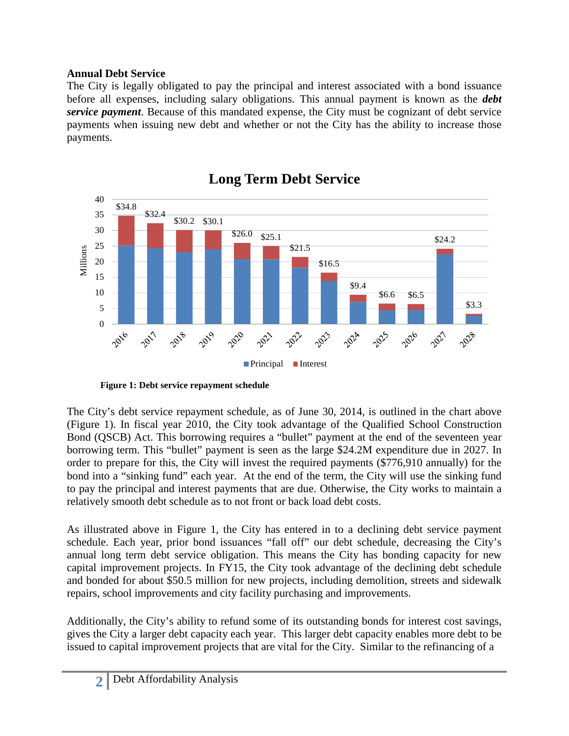### Annual Debt Service

The City is legally obligated to pay the principal and interest associated with a bond issuance before all expenses, including salary obligations. This annual payment is known as the ***debt service payment***. Because of this mandated expense, the City must be cognizant of debt service payments when issuing new debt and whether or not the City has the ability to increase those payments.

**Figure 1: Debt service repayment schedule**

The City's debt service repayment schedule, as of June 30, 2014, is outlined in the chart above (Figure 1). In fiscal year 2010, the City took advantage of the Qualified School Construction Bond (QSCB) Act. This borrowing requires a "bullet" payment at the end of the seventeen year borrowing term. This "bullet" payment is seen as the large $24.2M expenditure due in 2027. In order to prepare for this, the City will invest the required payments ($776,910 annually) for the bond into a "sinking fund" each year. At the end of the term, the City will use the sinking fund to pay the principal and interest payments that are due. Otherwise, the City works to maintain a relatively smooth debt schedule as to not front or back load debt costs.

As illustrated above in Figure 1, the City has entered in to a declining debt service payment schedule. Each year, prior bond issuances "fall off" our debt schedule, decreasing the City's annual long term debt service obligation. This means the City has bonding capacity for new capital improvement projects. In FY15, the City took advantage of the declining debt schedule and bonded for about $50.5 million for new projects, including demolition, streets and sidewalk repairs, school improvements and city facility purchasing and improvements.

Additionally, the City's ability to refund some of its outstanding bonds for interest cost savings, gives the City a larger debt capacity each year. This larger debt capacity enables more debt to be issued to capital improvement projects that are vital for the City. Similar to the refinancing of a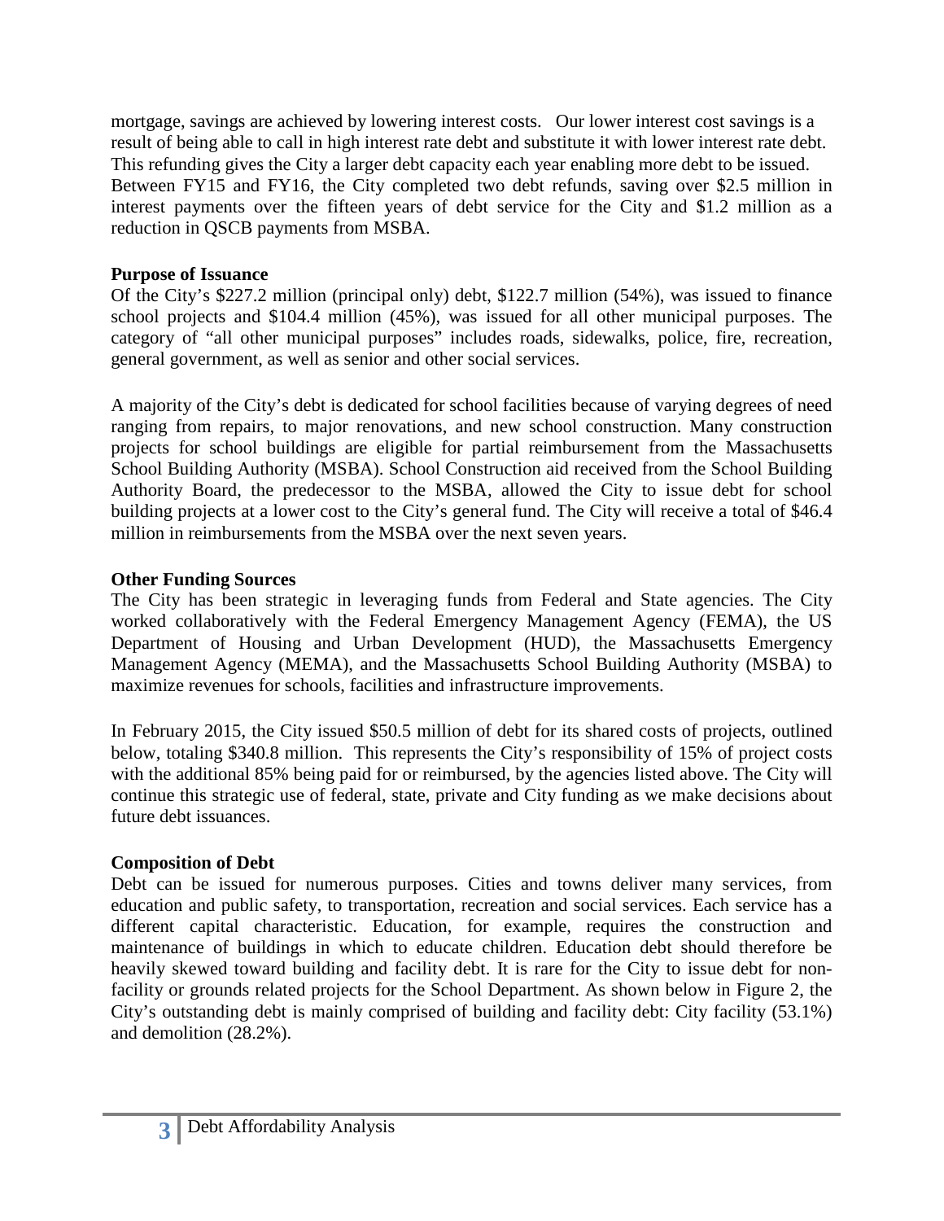mortgage, savings are achieved by lowering interest costs. Our lower interest cost savings is a result of being able to call in high interest rate debt and substitute it with lower interest rate debt. This refunding gives the City a larger debt capacity each year enabling more debt to be issued. Between FY15 and FY16, the City completed two debt refunds, saving over $2.5 million in interest payments over the fifteen years of debt service for the City and $1.2 million as a reduction in QSCB payments from MSBA.

**Purpose of Issuance**

Of the City's $227.2 million (principal only) debt, $122.7 million (54%), was issued to finance school projects and $104.4 million (45%), was issued for all other municipal purposes. The category of "all other municipal purposes" includes roads, sidewalks, police, fire, recreation, general government, as well as senior and other social services.

A majority of the City's debt is dedicated for school facilities because of varying degrees of need ranging from repairs, to major renovations, and new school construction. Many construction projects for school buildings are eligible for partial reimbursement from the Massachusetts School Building Authority (MSBA). School Construction aid received from the School Building Authority Board, the predecessor to the MSBA, allowed the City to issue debt for school building projects at a lower cost to the City's general fund. The City will receive a total of $46.4 million in reimbursements from the MSBA over the next seven years.

**Other Funding Sources**

The City has been strategic in leveraging funds from Federal and State agencies. The City worked collaboratively with the Federal Emergency Management Agency (FEMA), the US Department of Housing and Urban Development (HUD), the Massachusetts Emergency Management Agency (MEMA), and the Massachusetts School Building Authority (MSBA) to maximize revenues for schools, facilities and infrastructure improvements.

In February 2015, the City issued $50.5 million of debt for its shared costs of projects, outlined below, totaling $340.8 million. This represents the City's responsibility of 15% of project costs with the additional 85% being paid for or reimbursed, by the agencies listed above. The City will continue this strategic use of federal, state, private and City funding as we make decisions about future debt issuances.

**Composition of Debt**

Debt can be issued for numerous purposes. Cities and towns deliver many services, from education and public safety, to transportation, recreation and social services. Each service has a different capital characteristic. Education, for example, requires the construction and maintenance of buildings in which to educate children. Education debt should therefore be heavily skewed toward building and facility debt. It is rare for the City to issue debt for non-facility or grounds related projects for the School Department. As shown below in Figure 2, the City's outstanding debt is mainly comprised of building and facility debt: City facility (53.1%) and demolition (28.2%).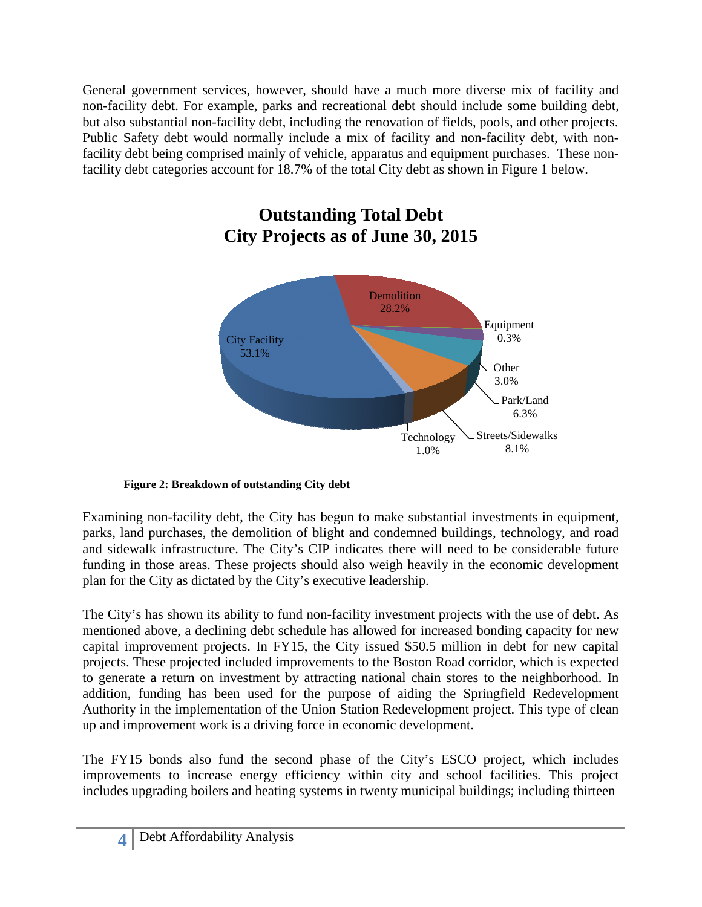General government services, however, should have a much more diverse mix of facility and non-facility debt. For example, parks and recreational debt should include some building debt, but also substantial non-facility debt, including the renovation of fields, pools, and other projects. Public Safety debt would normally include a mix of facility and non-facility debt, with non-facility debt being comprised mainly of vehicle, apparatus and equipment purchases. These non-facility debt categories account for 18.7% of the total City debt as shown in Figure 1 below.

**Outstanding Total Debt**
**City Projects as of June 30, 2015**

| Category | Share |
|---|---|
| City Facility | 53.1% |
| Demolition | 28.2% |
| Equipment | 0.3% |
| Other | 3.0% |
| Park/Land | 6.3% |
| Streets/Sidewalks | 8.1% |
| Technology | 1.0% |

**Figure 2: Breakdown of outstanding City debt**

Examining non-facility debt, the City has begun to make substantial investments in equipment, parks, land purchases, the demolition of blight and condemned buildings, technology, and road and sidewalk infrastructure. The City's CIP indicates there will need to be considerable future funding in those areas. These projects should also weigh heavily in the economic development plan for the City as dictated by the City's executive leadership.

The City's has shown its ability to fund non-facility investment projects with the use of debt. As mentioned above, a declining debt schedule has allowed for increased bonding capacity for new capital improvement projects. In FY15, the City issued $50.5 million in debt for new capital projects. These projected included improvements to the Boston Road corridor, which is expected to generate a return on investment by attracting national chain stores to the neighborhood. In addition, funding has been used for the purpose of aiding the Springfield Redevelopment Authority in the implementation of the Union Station Redevelopment project. This type of clean up and improvement work is a driving force in economic development.

The FY15 bonds also fund the second phase of the City's ESCO project, which includes improvements to increase energy efficiency within city and school facilities. This project includes upgrading boilers and heating systems in twenty municipal buildings; including thirteen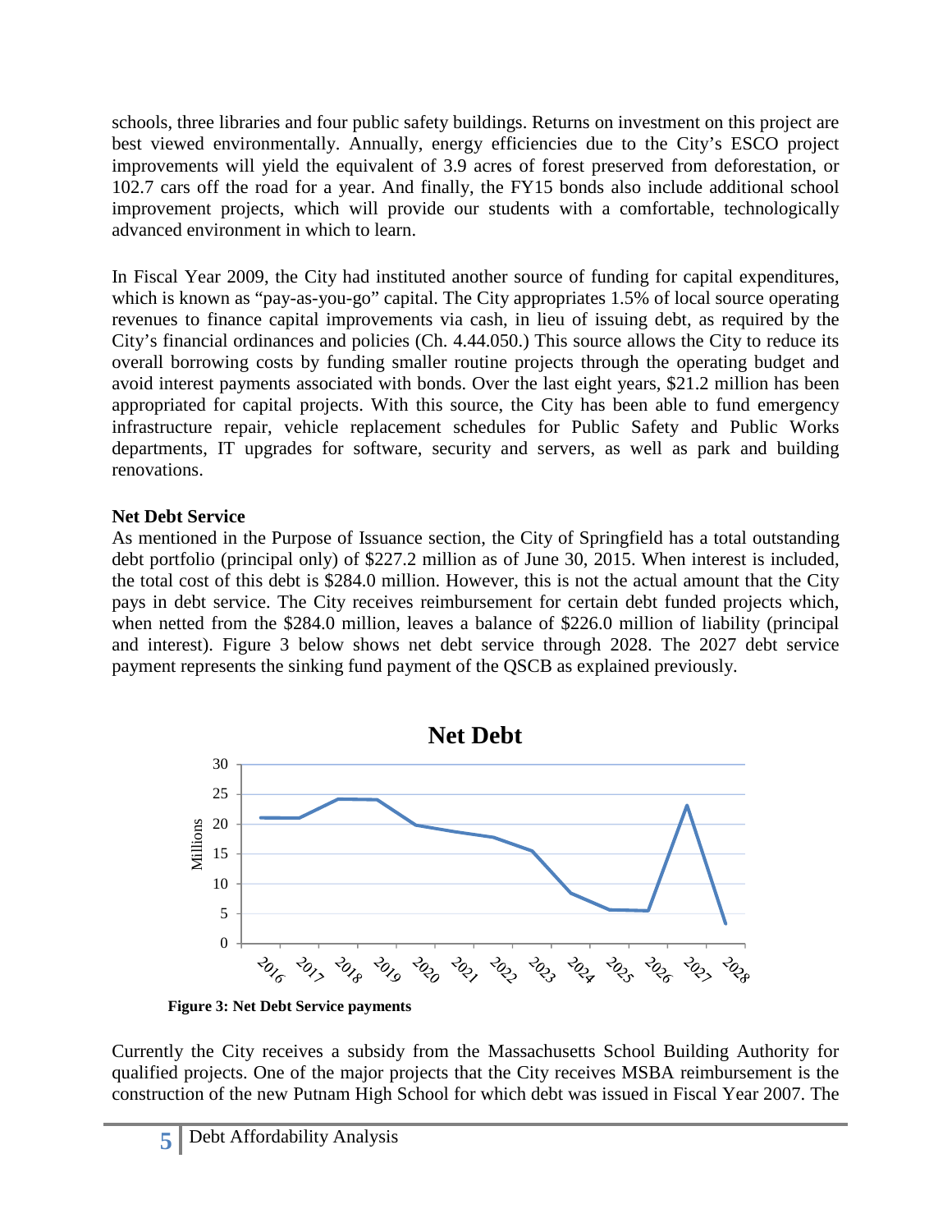schools, three libraries and four public safety buildings. Returns on investment on this project are best viewed environmentally. Annually, energy efficiencies due to the City's ESCO project improvements will yield the equivalent of 3.9 acres of forest preserved from deforestation, or 102.7 cars off the road for a year. And finally, the FY15 bonds also include additional school improvement projects, which will provide our students with a comfortable, technologically advanced environment in which to learn.

In Fiscal Year 2009, the City had instituted another source of funding for capital expenditures, which is known as "pay-as-you-go" capital. The City appropriates 1.5% of local source operating revenues to finance capital improvements via cash, in lieu of issuing debt, as required by the City's financial ordinances and policies (Ch. 4.44.050.) This source allows the City to reduce its overall borrowing costs by funding smaller routine projects through the operating budget and avoid interest payments associated with bonds. Over the last eight years, $21.2 million has been appropriated for capital projects. With this source, the City has been able to fund emergency infrastructure repair, vehicle replacement schedules for Public Safety and Public Works departments, IT upgrades for software, security and servers, as well as park and building renovations.

**Net Debt Service**

As mentioned in the Purpose of Issuance section, the City of Springfield has a total outstanding debt portfolio (principal only) of $227.2 million as of June 30, 2015. When interest is included, the total cost of this debt is $284.0 million. However, this is not the actual amount that the City pays in debt service. The City receives reimbursement for certain debt funded projects which, when netted from the $284.0 million, leaves a balance of $226.0 million of liability (principal and interest). Figure 3 below shows net debt service through 2028. The 2027 debt service payment represents the sinking fund payment of the QSCB as explained previously.

**Net Debt**

**Figure 3: Net Debt Service payments**

Currently the City receives a subsidy from the Massachusetts School Building Authority for qualified projects. One of the major projects that the City receives MSBA reimbursement is the construction of the new Putnam High School for which debt was issued in Fiscal Year 2007. The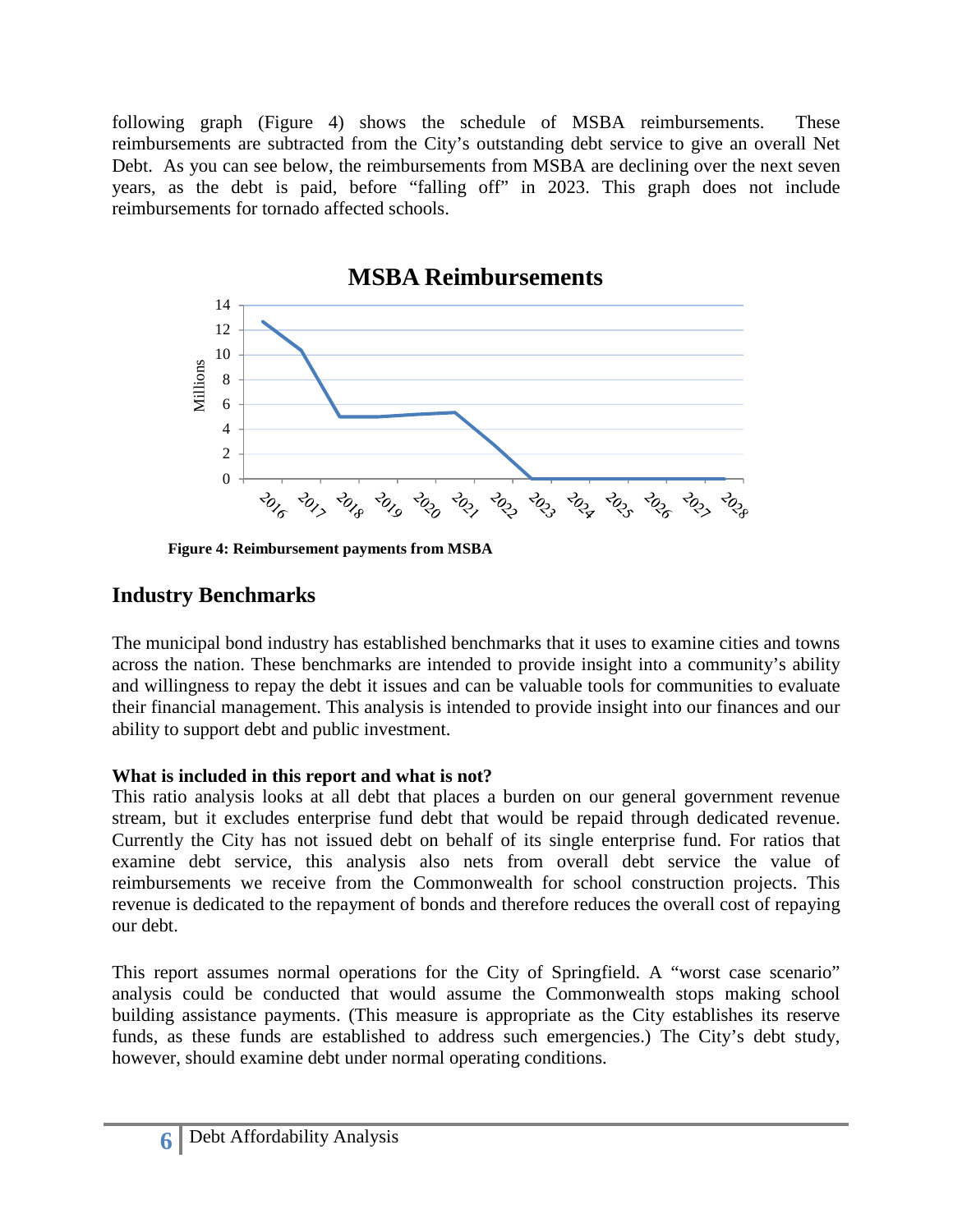following graph (Figure 4) shows the schedule of MSBA reimbursements. These reimbursements are subtracted from the City's outstanding debt service to give an overall Net Debt. As you can see below, the reimbursements from MSBA are declining over the next seven years, as the debt is paid, before "falling off" in 2023. This graph does not include reimbursements for tornado affected schools.

**Figure 4: Reimbursement payments from MSBA**

## Industry Benchmarks

The municipal bond industry has established benchmarks that it uses to examine cities and towns across the nation. These benchmarks are intended to provide insight into a community's ability and willingness to repay the debt it issues and can be valuable tools for communities to evaluate their financial management. This analysis is intended to provide insight into our finances and our ability to support debt and public investment.

**What is included in this report and what is not?**

This ratio analysis looks at all debt that places a burden on our general government revenue stream, but it excludes enterprise fund debt that would be repaid through dedicated revenue. Currently the City has not issued debt on behalf of its single enterprise fund. For ratios that examine debt service, this analysis also nets from overall debt service the value of reimbursements we receive from the Commonwealth for school construction projects. This revenue is dedicated to the repayment of bonds and therefore reduces the overall cost of repaying our debt.

This report assumes normal operations for the City of Springfield. A "worst case scenario" analysis could be conducted that would assume the Commonwealth stops making school building assistance payments. (This measure is appropriate as the City establishes its reserve funds, as these funds are established to address such emergencies.) The City's debt study, however, should examine debt under normal operating conditions.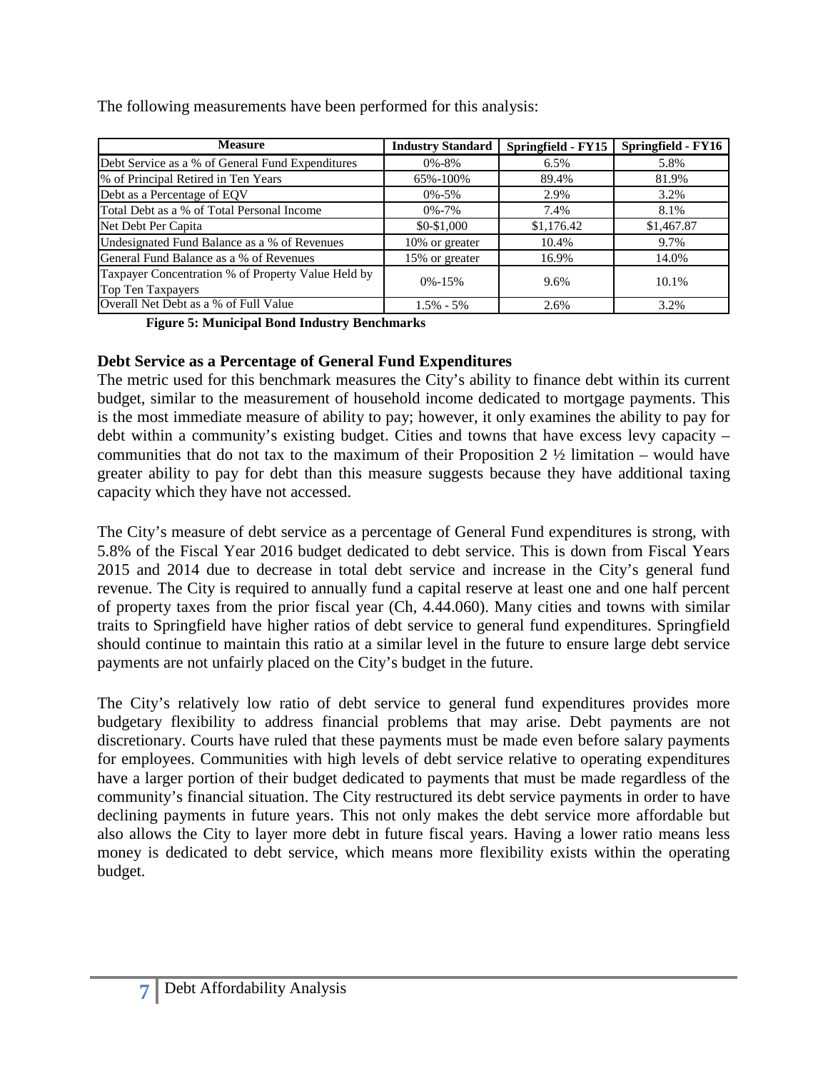The following measurements have been performed for this analysis:

| Measure | Industry Standard | Springfield - FY15 | Springfield - FY16 |
|---|---|---|---|
| Debt Service as a % of General Fund Expenditures | 0%-8% | 6.5% | 5.8% |
| % of Principal Retired in Ten Years | 65%-100% | 89.4% | 81.9% |
| Debt as a Percentage of EQV | 0%-5% | 2.9% | 3.2% |
| Total Debt as a % of Total Personal Income | 0%-7% | 7.4% | 8.1% |
| Net Debt Per Capita | $0-$1,000 | $1,176.42 | $1,467.87 |
| Undesignated Fund Balance as a % of Revenues | 10% or greater | 10.4% | 9.7% |
| General Fund Balance as a % of Revenues | 15% or greater | 16.9% | 14.0% |
| Taxpayer Concentration % of Property Value Held by Top Ten Taxpayers | 0%-15% | 9.6% | 10.1% |
| Overall Net Debt as a % of Full Value | 1.5% - 5% | 2.6% | 3.2% |

**Figure 5: Municipal Bond Industry Benchmarks**

### Debt Service as a Percentage of General Fund Expenditures

The metric used for this benchmark measures the City's ability to finance debt within its current budget, similar to the measurement of household income dedicated to mortgage payments. This is the most immediate measure of ability to pay; however, it only examines the ability to pay for debt within a community's existing budget. Cities and towns that have excess levy capacity – communities that do not tax to the maximum of their Proposition 2 ½ limitation – would have greater ability to pay for debt than this measure suggests because they have additional taxing capacity which they have not accessed.

The City's measure of debt service as a percentage of General Fund expenditures is strong, with 5.8% of the Fiscal Year 2016 budget dedicated to debt service. This is down from Fiscal Years 2015 and 2014 due to decrease in total debt service and increase in the City's general fund revenue. The City is required to annually fund a capital reserve at least one and one half percent of property taxes from the prior fiscal year (Ch, 4.44.060). Many cities and towns with similar traits to Springfield have higher ratios of debt service to general fund expenditures. Springfield should continue to maintain this ratio at a similar level in the future to ensure large debt service payments are not unfairly placed on the City's budget in the future.

The City's relatively low ratio of debt service to general fund expenditures provides more budgetary flexibility to address financial problems that may arise. Debt payments are not discretionary. Courts have ruled that these payments must be made even before salary payments for employees. Communities with high levels of debt service relative to operating expenditures have a larger portion of their budget dedicated to payments that must be made regardless of the community's financial situation. The City restructured its debt service payments in order to have declining payments in future years. This not only makes the debt service more affordable but also allows the City to layer more debt in future fiscal years. Having a lower ratio means less money is dedicated to debt service, which means more flexibility exists within the operating budget.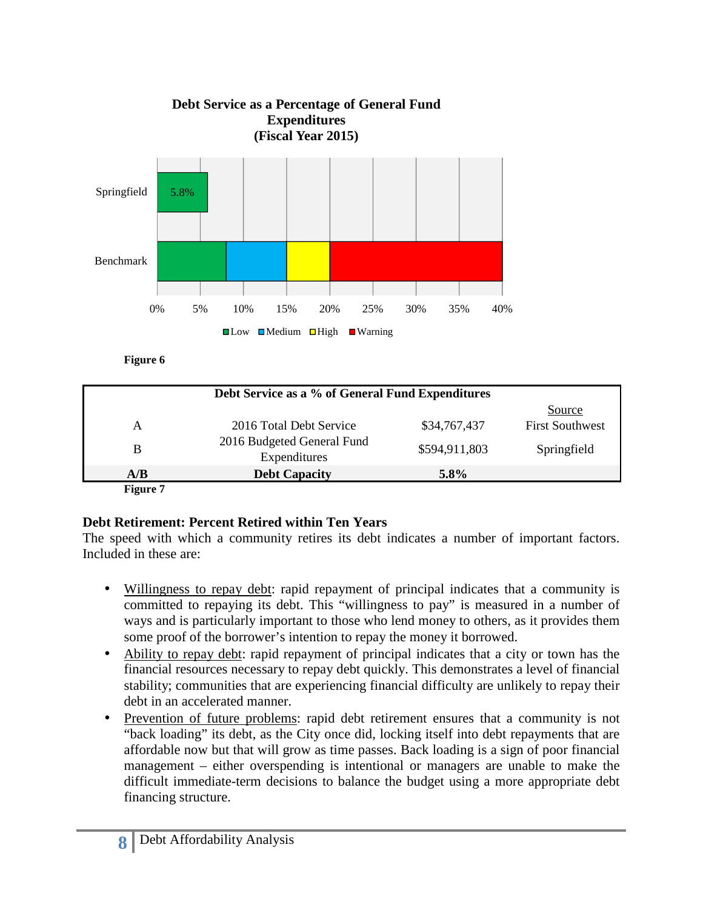**Debt Service as a Percentage of General Fund Expenditures (Fiscal Year 2015)**

Springfield: 5.8%

Benchmark: Low (0%–8%), Medium (8%–15%), High (15%–20%), Warning (20%–40%)

0% 5% 10% 15% 20% 25% 30% 35% 40%

Low Medium High Warning

**Figure 6**

| Debt Service as a % of General Fund Expenditures | | | |
|---|---|---|---|
| | | | Source |
| A | 2016 Total Debt Service | $34,767,437 | First Southwest |
| B | 2016 Budgeted General Fund Expenditures | $594,911,803 | Springfield |
| **A/B** | **Debt Capacity** | **5.8%** | |

**Figure 7**

### Debt Retirement: Percent Retired within Ten Years

The speed with which a community retires its debt indicates a number of important factors. Included in these are:

- Willingness to repay debt: rapid repayment of principal indicates that a community is committed to repaying its debt. This "willingness to pay" is measured in a number of ways and is particularly important to those who lend money to others, as it provides them some proof of the borrower's intention to repay the money it borrowed.
- Ability to repay debt: rapid repayment of principal indicates that a city or town has the financial resources necessary to repay debt quickly. This demonstrates a level of financial stability; communities that are experiencing financial difficulty are unlikely to repay their debt in an accelerated manner.
- Prevention of future problems: rapid debt retirement ensures that a community is not "back loading" its debt, as the City once did, locking itself into debt repayments that are affordable now but that will grow as time passes. Back loading is a sign of poor financial management – either overspending is intentional or managers are unable to make the difficult immediate-term decisions to balance the budget using a more appropriate debt financing structure.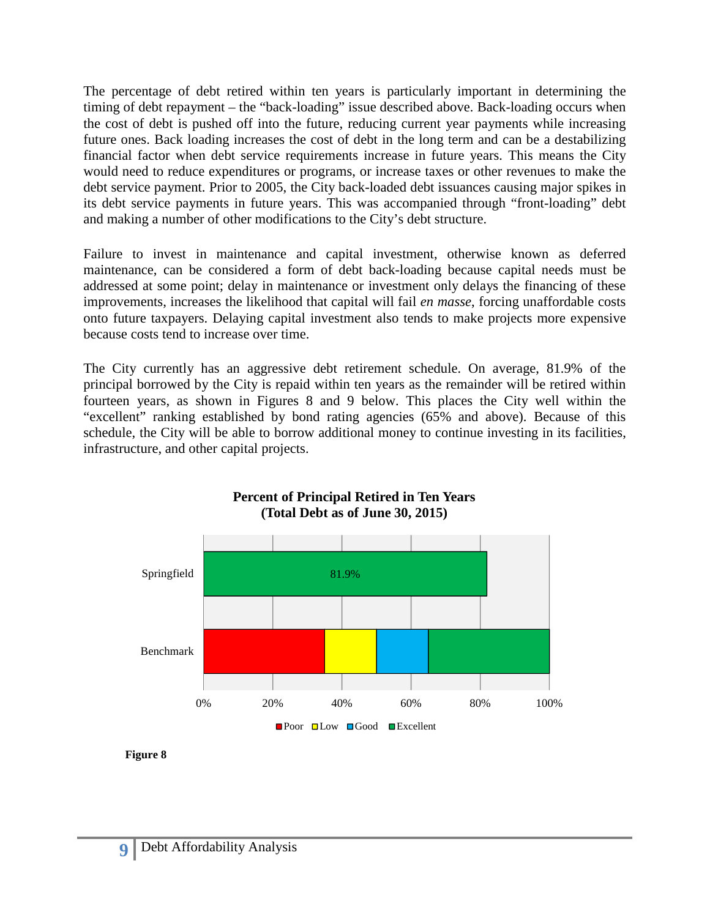The percentage of debt retired within ten years is particularly important in determining the timing of debt repayment – the "back-loading" issue described above. Back-loading occurs when the cost of debt is pushed off into the future, reducing current year payments while increasing future ones. Back loading increases the cost of debt in the long term and can be a destabilizing financial factor when debt service requirements increase in future years. This means the City would need to reduce expenditures or programs, or increase taxes or other revenues to make the debt service payment. Prior to 2005, the City back-loaded debt issuances causing major spikes in its debt service payments in future years. This was accompanied through "front-loading" debt and making a number of other modifications to the City's debt structure.

Failure to invest in maintenance and capital investment, otherwise known as deferred maintenance, can be considered a form of debt back-loading because capital needs must be addressed at some point; delay in maintenance or investment only delays the financing of these improvements, increases the likelihood that capital will fail *en masse*, forcing unaffordable costs onto future taxpayers. Delaying capital investment also tends to make projects more expensive because costs tend to increase over time.

The City currently has an aggressive debt retirement schedule. On average, 81.9% of the principal borrowed by the City is repaid within ten years as the remainder will be retired within fourteen years, as shown in Figures 8 and 9 below. This places the City well within the "excellent" ranking established by bond rating agencies (65% and above). Because of this schedule, the City will be able to borrow additional money to continue investing in its facilities, infrastructure, and other capital projects.

**Percent of Principal Retired in Ten Years (Total Debt as of June 30, 2015)**

| | Value |
|---|---|
| Springfield | 81.9% |
| Benchmark | Poor: 0%–35%; Low: 35%–50%; Good: 50%–65%; Excellent: 65%–100% |

**Figure 8**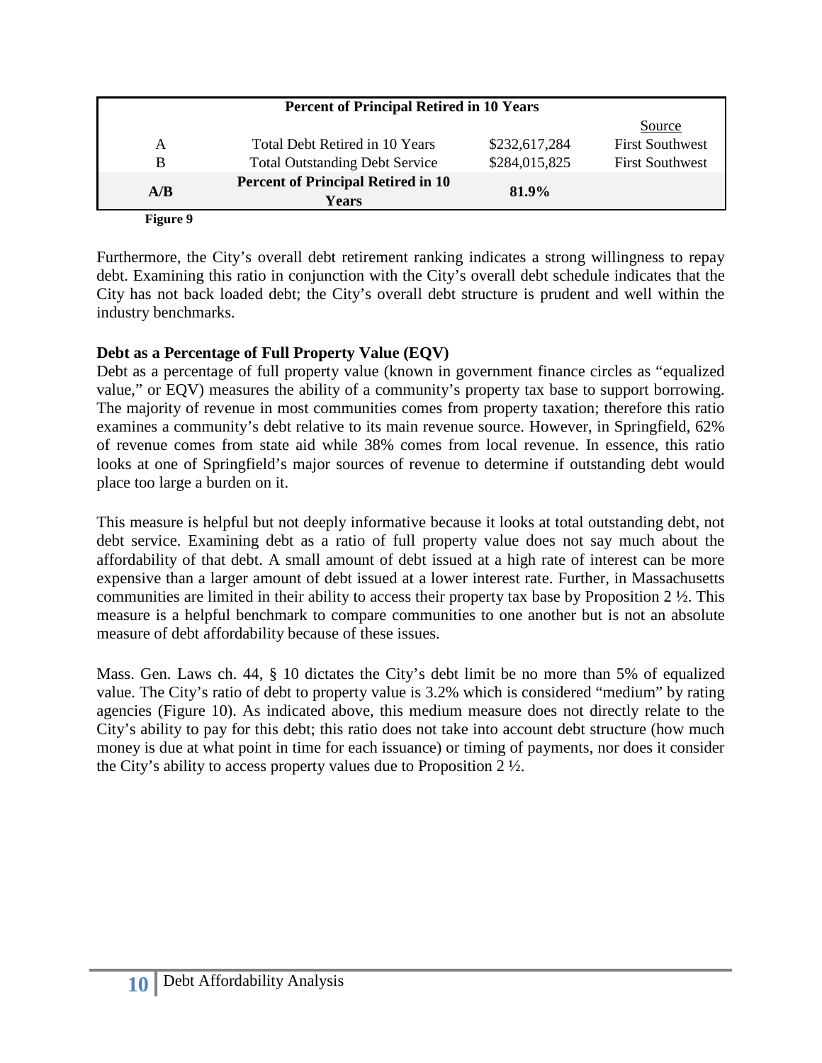| Percent of Principal Retired in 10 Years | | | |
|---|---|---|---|
| | | | Source |
| A | Total Debt Retired in 10 Years | $232,617,284 | First Southwest |
| B | Total Outstanding Debt Service | $284,015,825 | First Southwest |
| **A/B** | **Percent of Principal Retired in 10 Years** | **81.9%** | |

**Figure 9**

Furthermore, the City's overall debt retirement ranking indicates a strong willingness to repay debt. Examining this ratio in conjunction with the City's overall debt schedule indicates that the City has not back loaded debt; the City's overall debt structure is prudent and well within the industry benchmarks.

**Debt as a Percentage of Full Property Value (EQV)**

Debt as a percentage of full property value (known in government finance circles as "equalized value," or EQV) measures the ability of a community's property tax base to support borrowing. The majority of revenue in most communities comes from property taxation; therefore this ratio examines a community's debt relative to its main revenue source. However, in Springfield, 62% of revenue comes from state aid while 38% comes from local revenue. In essence, this ratio looks at one of Springfield's major sources of revenue to determine if outstanding debt would place too large a burden on it.

This measure is helpful but not deeply informative because it looks at total outstanding debt, not debt service. Examining debt as a ratio of full property value does not say much about the affordability of that debt. A small amount of debt issued at a high rate of interest can be more expensive than a larger amount of debt issued at a lower interest rate. Further, in Massachusetts communities are limited in their ability to access their property tax base by Proposition 2 ½. This measure is a helpful benchmark to compare communities to one another but is not an absolute measure of debt affordability because of these issues.

Mass. Gen. Laws ch. 44, § 10 dictates the City's debt limit be no more than 5% of equalized value. The City's ratio of debt to property value is 3.2% which is considered "medium" by rating agencies (Figure 10). As indicated above, this medium measure does not directly relate to the City's ability to pay for this debt; this ratio does not take into account debt structure (how much money is due at what point in time for each issuance) or timing of payments, nor does it consider the City's ability to access property values due to Proposition 2 ½.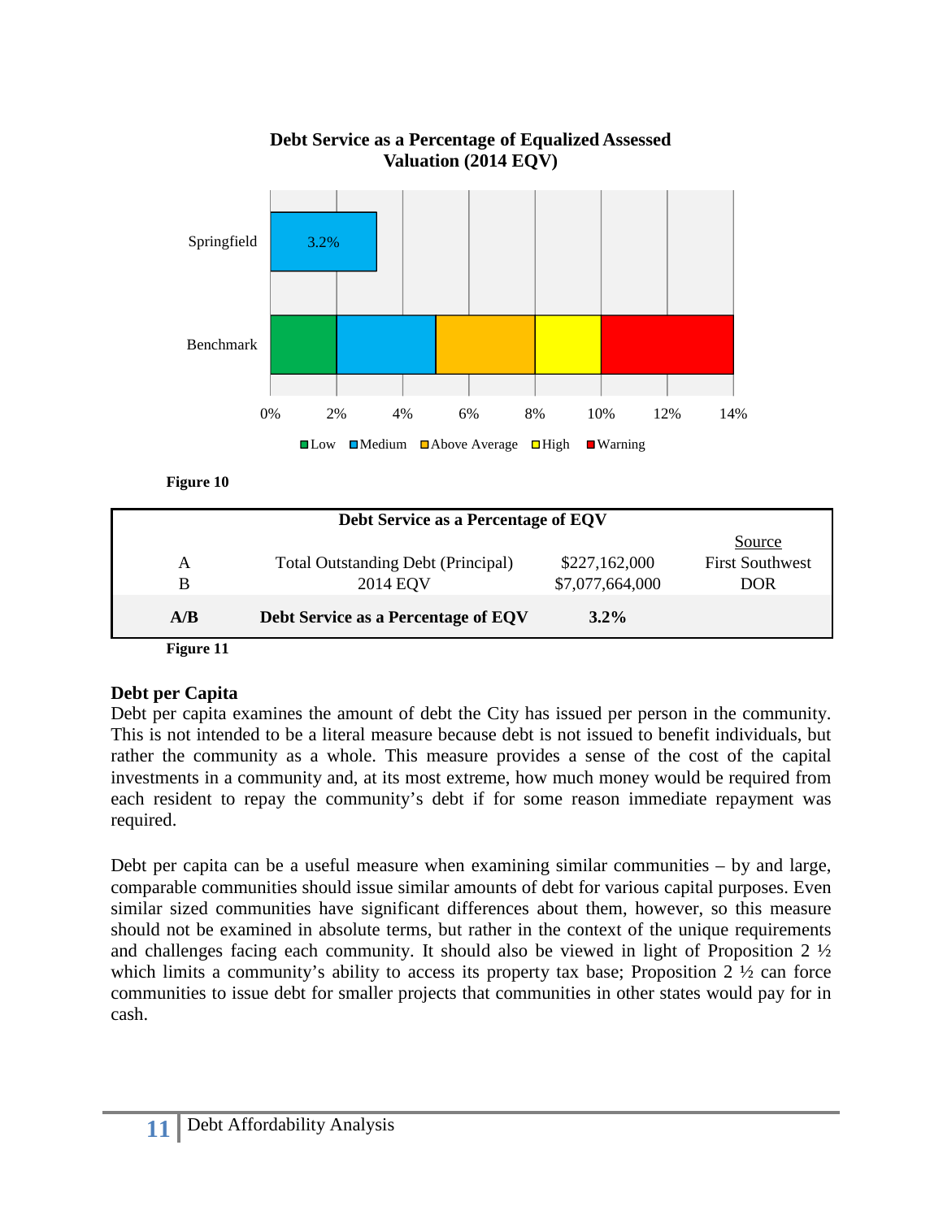**Debt Service as a Percentage of Equalized Assessed Valuation (2014 EQV)**

Figure 10

| | Debt Service as a Percentage of EQV | | |
|---|---|---|---|
| | | | Source |
| A | Total Outstanding Debt (Principal) | $227,162,000 | First Southwest |
| B | 2014 EQV | $7,077,664,000 | DOR |
| **A/B** | **Debt Service as a Percentage of EQV** | **3.2%** | |

Figure 11

## Debt per Capita

Debt per capita examines the amount of debt the City has issued per person in the community. This is not intended to be a literal measure because debt is not issued to benefit individuals, but rather the community as a whole. This measure provides a sense of the cost of the capital investments in a community and, at its most extreme, how much money would be required from each resident to repay the community's debt if for some reason immediate repayment was required.

Debt per capita can be a useful measure when examining similar communities – by and large, comparable communities should issue similar amounts of debt for various capital purposes. Even similar sized communities have significant differences about them, however, so this measure should not be examined in absolute terms, but rather in the context of the unique requirements and challenges facing each community. It should also be viewed in light of Proposition 2 ½ which limits a community's ability to access its property tax base; Proposition 2 ½ can force communities to issue debt for smaller projects that communities in other states would pay for in cash.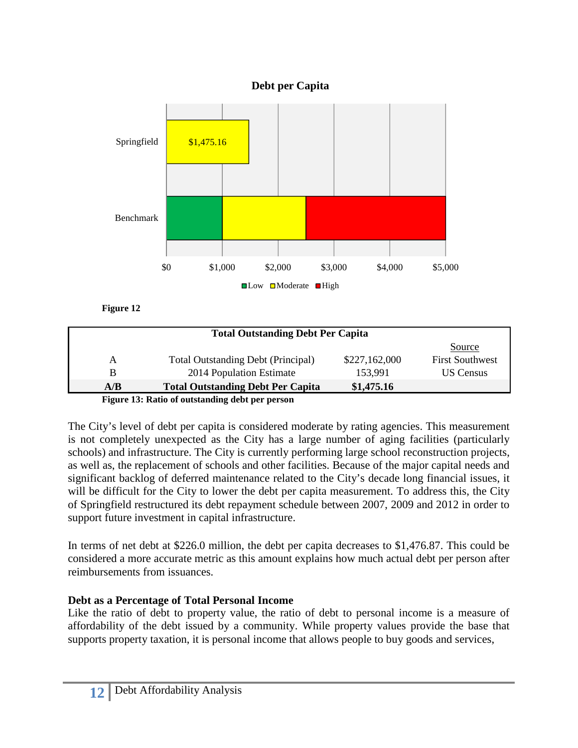**Debt per Capita**

| | Value |
|---|---|
| Springfield | $1,475.16 |
| Benchmark | Low: $0–$1,000; Moderate: $1,000–$2,500; High: $2,500–$5,000 |

Figure 12

| | Total Outstanding Debt Per Capita | | Source |
|---|---|---|---|
| A | Total Outstanding Debt (Principal) | $227,162,000 | First Southwest |
| B | 2014 Population Estimate | 153,991 | US Census |
| **A/B** | **Total Outstanding Debt Per Capita** | **$1,475.16** | |

**Figure 13: Ratio of outstanding debt per person**

The City's level of debt per capita is considered moderate by rating agencies. This measurement is not completely unexpected as the City has a large number of aging facilities (particularly schools) and infrastructure. The City is currently performing large school reconstruction projects, as well as, the replacement of schools and other facilities. Because of the major capital needs and significant backlog of deferred maintenance related to the City's decade long financial issues, it will be difficult for the City to lower the debt per capita measurement. To address this, the City of Springfield restructured its debt repayment schedule between 2007, 2009 and 2012 in order to support future investment in capital infrastructure.

In terms of net debt at $226.0 million, the debt per capita decreases to $1,476.87. This could be considered a more accurate metric as this amount explains how much actual debt per person after reimbursements from issuances.

**Debt as a Percentage of Total Personal Income**

Like the ratio of debt to property value, the ratio of debt to personal income is a measure of affordability of the debt issued by a community. While property values provide the base that supports property taxation, it is personal income that allows people to buy goods and services,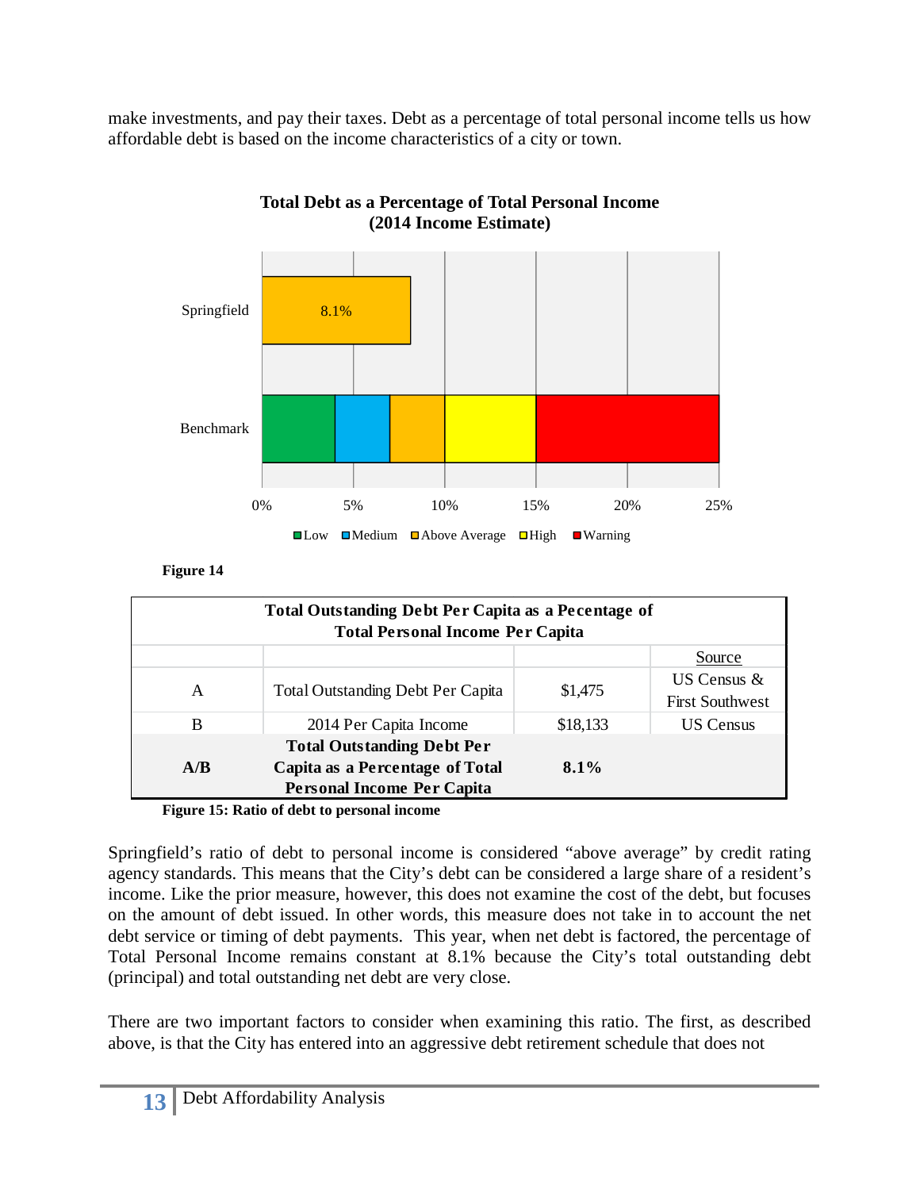make investments, and pay their taxes. Debt as a percentage of total personal income tells us how affordable debt is based on the income characteristics of a city or town.

**Total Debt as a Percentage of Total Personal Income (2014 Income Estimate)**

Figure 14

| Total Outstanding Debt Per Capita as a Pecentage of Total Personal Income Per Capita | | | |
|---|---|---|---|
| | | | Source |
| A | Total Outstanding Debt Per Capita | $1,475 | US Census & First Southwest |
| B | 2014 Per Capita Income | $18,133 | US Census |
| **A/B** | **Total Outstanding Debt Per Capita as a Percentage of Total Personal Income Per Capita** | **8.1%** | |

**Figure 15: Ratio of debt to personal income**

Springfield's ratio of debt to personal income is considered "above average" by credit rating agency standards. This means that the City's debt can be considered a large share of a resident's income. Like the prior measure, however, this does not examine the cost of the debt, but focuses on the amount of debt issued. In other words, this measure does not take in to account the net debt service or timing of debt payments. This year, when net debt is factored, the percentage of Total Personal Income remains constant at 8.1% because the City's total outstanding debt (principal) and total outstanding net debt are very close.

There are two important factors to consider when examining this ratio. The first, as described above, is that the City has entered into an aggressive debt retirement schedule that does not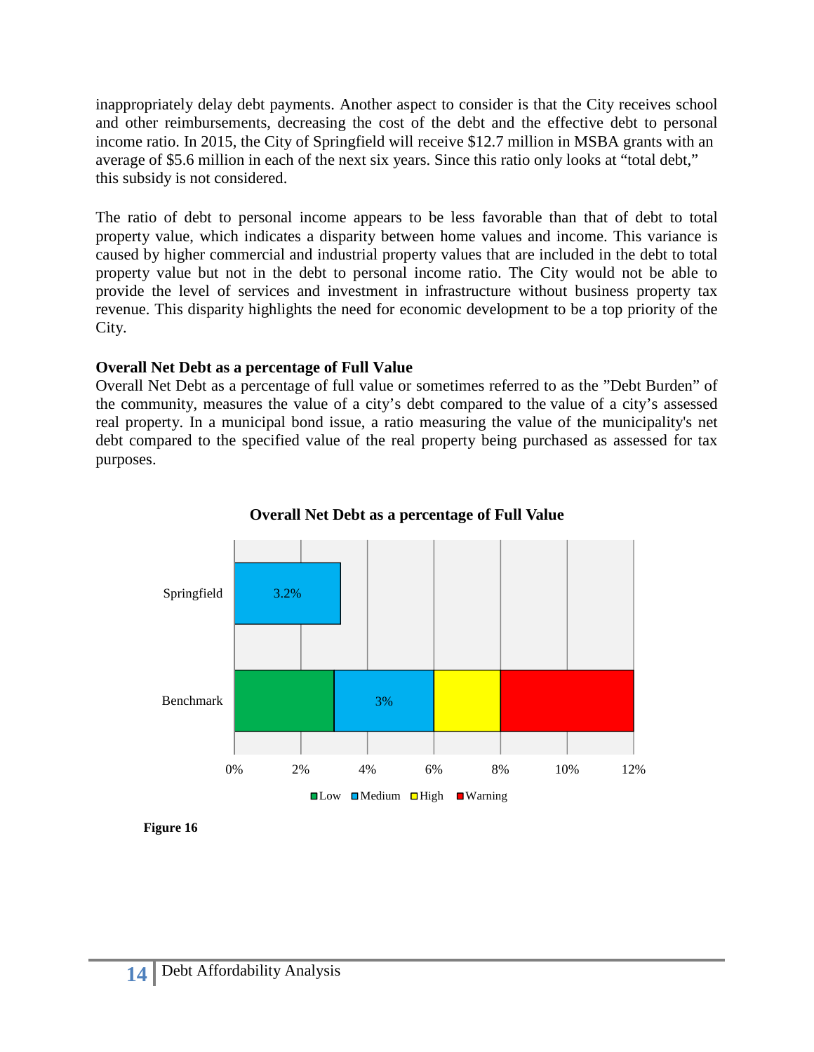inappropriately delay debt payments. Another aspect to consider is that the City receives school and other reimbursements, decreasing the cost of the debt and the effective debt to personal income ratio. In 2015, the City of Springfield will receive $12.7 million in MSBA grants with an average of $5.6 million in each of the next six years. Since this ratio only looks at "total debt," this subsidy is not considered.

The ratio of debt to personal income appears to be less favorable than that of debt to total property value, which indicates a disparity between home values and income. This variance is caused by higher commercial and industrial property values that are included in the debt to total property value but not in the debt to personal income ratio. The City would not be able to provide the level of services and investment in infrastructure without business property tax revenue. This disparity highlights the need for economic development to be a top priority of the City.

**Overall Net Debt as a percentage of Full Value**

Overall Net Debt as a percentage of full value or sometimes referred to as the "Debt Burden" of the community, measures the value of a city's debt compared to the value of a city's assessed real property. In a municipal bond issue, a ratio measuring the value of the municipality's net debt compared to the specified value of the real property being purchased as assessed for tax purposes.

**Overall Net Debt as a percentage of Full Value**

Springfield: 3.2%

Benchmark: Low 0%–3%; Medium 3%–6% (labeled 3%); High 6%–8%; Warning 8%–12%

Low | Medium | High | Warning

**Figure 16**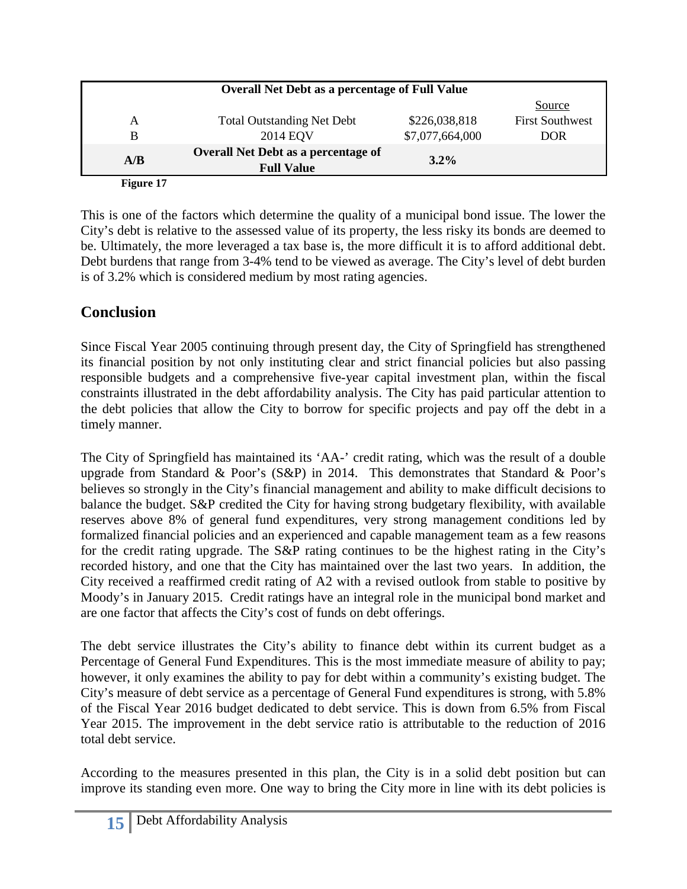| Overall Net Debt as a percentage of Full Value | | | |
|---|---|---|---|
| | | | Source |
| A | Total Outstanding Net Debt | $226,038,818 | First Southwest |
| B | 2014 EQV | $7,077,664,000 | DOR |
| **A/B** | **Overall Net Debt as a percentage of Full Value** | **3.2%** | |

**Figure 17**

This is one of the factors which determine the quality of a municipal bond issue. The lower the City's debt is relative to the assessed value of its property, the less risky its bonds are deemed to be. Ultimately, the more leveraged a tax base is, the more difficult it is to afford additional debt. Debt burdens that range from 3-4% tend to be viewed as average. The City's level of debt burden is of 3.2% which is considered medium by most rating agencies.

## Conclusion

Since Fiscal Year 2005 continuing through present day, the City of Springfield has strengthened its financial position by not only instituting clear and strict financial policies but also passing responsible budgets and a comprehensive five-year capital investment plan, within the fiscal constraints illustrated in the debt affordability analysis. The City has paid particular attention to the debt policies that allow the City to borrow for specific projects and pay off the debt in a timely manner.

The City of Springfield has maintained its 'AA-' credit rating, which was the result of a double upgrade from Standard & Poor's (S&P) in 2014. This demonstrates that Standard & Poor's believes so strongly in the City's financial management and ability to make difficult decisions to balance the budget. S&P credited the City for having strong budgetary flexibility, with available reserves above 8% of general fund expenditures, very strong management conditions led by formalized financial policies and an experienced and capable management team as a few reasons for the credit rating upgrade. The S&P rating continues to be the highest rating in the City's recorded history, and one that the City has maintained over the last two years. In addition, the City received a reaffirmed credit rating of A2 with a revised outlook from stable to positive by Moody's in January 2015. Credit ratings have an integral role in the municipal bond market and are one factor that affects the City's cost of funds on debt offerings.

The debt service illustrates the City's ability to finance debt within its current budget as a Percentage of General Fund Expenditures. This is the most immediate measure of ability to pay; however, it only examines the ability to pay for debt within a community's existing budget. The City's measure of debt service as a percentage of General Fund expenditures is strong, with 5.8% of the Fiscal Year 2016 budget dedicated to debt service. This is down from 6.5% from Fiscal Year 2015. The improvement in the debt service ratio is attributable to the reduction of 2016 total debt service.

According to the measures presented in this plan, the City is in a solid debt position but can improve its standing even more. One way to bring the City more in line with its debt policies is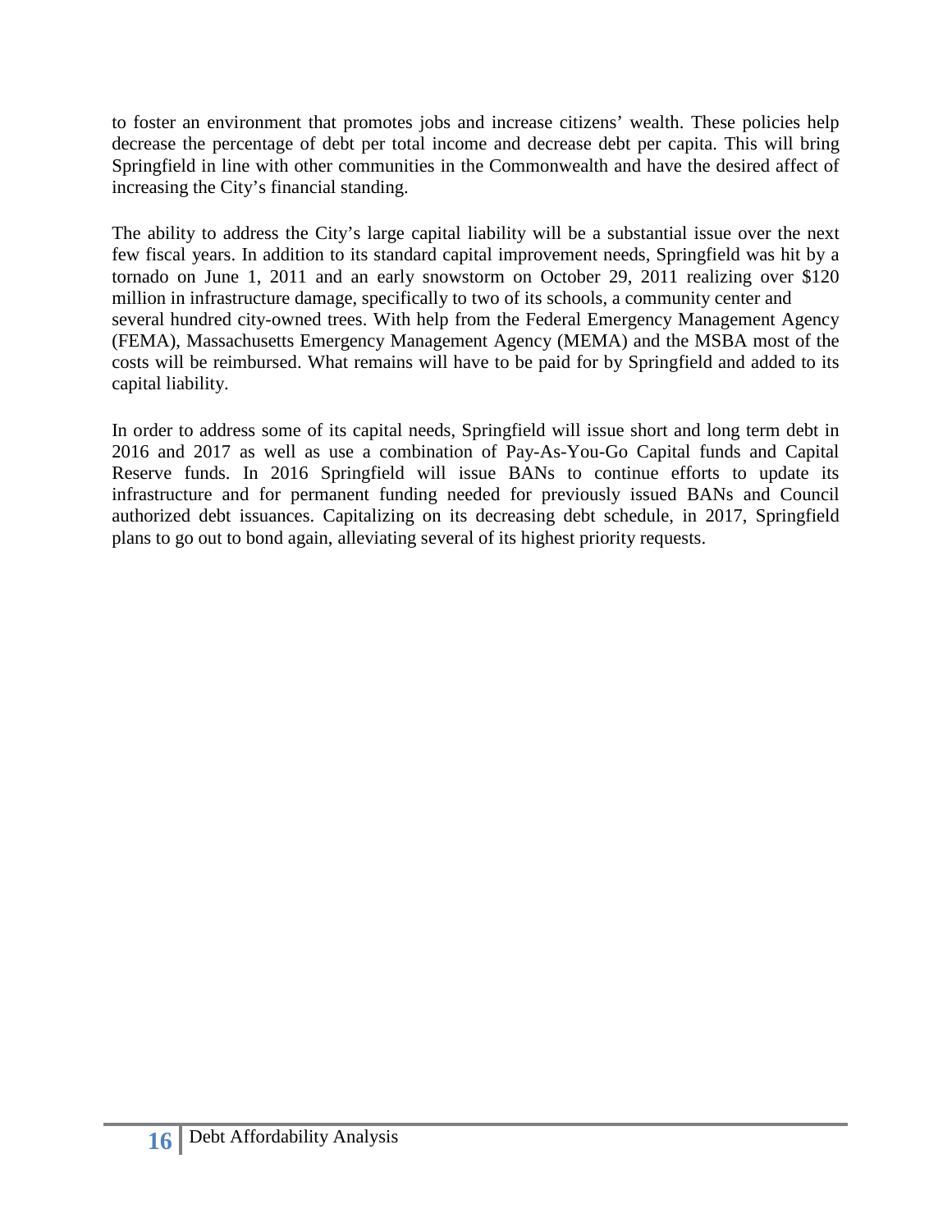to foster an environment that promotes jobs and increase citizens' wealth. These policies help decrease the percentage of debt per total income and decrease debt per capita. This will bring Springfield in line with other communities in the Commonwealth and have the desired affect of increasing the City's financial standing.

The ability to address the City's large capital liability will be a substantial issue over the next few fiscal years. In addition to its standard capital improvement needs, Springfield was hit by a tornado on June 1, 2011 and an early snowstorm on October 29, 2011 realizing over $120 million in infrastructure damage, specifically to two of its schools, a community center and several hundred city-owned trees. With help from the Federal Emergency Management Agency (FEMA), Massachusetts Emergency Management Agency (MEMA) and the MSBA most of the costs will be reimbursed. What remains will have to be paid for by Springfield and added to its capital liability.

In order to address some of its capital needs, Springfield will issue short and long term debt in 2016 and 2017 as well as use a combination of Pay-As-You-Go Capital funds and Capital Reserve funds. In 2016 Springfield will issue BANs to continue efforts to update its infrastructure and for permanent funding needed for previously issued BANs and Council authorized debt issuances. Capitalizing on its decreasing debt schedule, in 2017, Springfield plans to go out to bond again, alleviating several of its highest priority requests.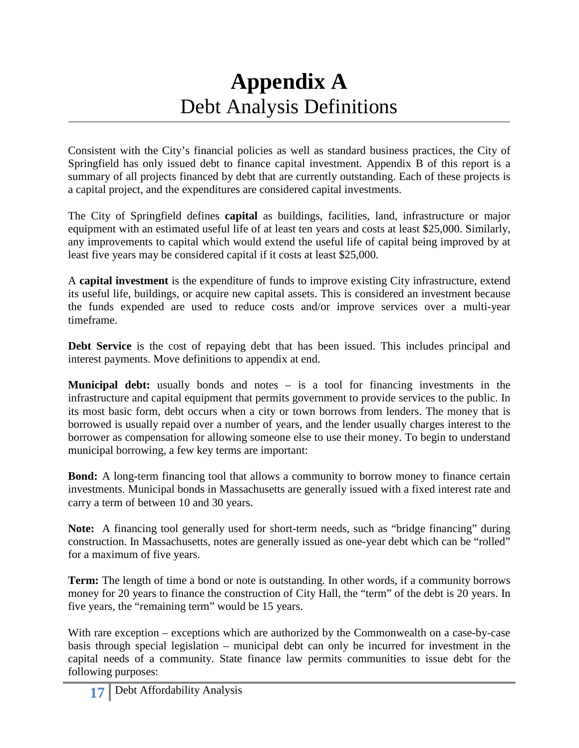# Appendix A
## Debt Analysis Definitions

Consistent with the City's financial policies as well as standard business practices, the City of Springfield has only issued debt to finance capital investment. Appendix B of this report is a summary of all projects financed by debt that are currently outstanding. Each of these projects is a capital project, and the expenditures are considered capital investments.

The City of Springfield defines **capital** as buildings, facilities, land, infrastructure or major equipment with an estimated useful life of at least ten years and costs at least $25,000. Similarly, any improvements to capital which would extend the useful life of capital being improved by at least five years may be considered capital if it costs at least $25,000.

A **capital investment** is the expenditure of funds to improve existing City infrastructure, extend its useful life, buildings, or acquire new capital assets. This is considered an investment because the funds expended are used to reduce costs and/or improve services over a multi-year timeframe.

**Debt Service** is the cost of repaying debt that has been issued. This includes principal and interest payments. Move definitions to appendix at end.

**Municipal debt:** usually bonds and notes – is a tool for financing investments in the infrastructure and capital equipment that permits government to provide services to the public. In its most basic form, debt occurs when a city or town borrows from lenders. The money that is borrowed is usually repaid over a number of years, and the lender usually charges interest to the borrower as compensation for allowing someone else to use their money. To begin to understand municipal borrowing, a few key terms are important:

**Bond:** A long-term financing tool that allows a community to borrow money to finance certain investments. Municipal bonds in Massachusetts are generally issued with a fixed interest rate and carry a term of between 10 and 30 years.

**Note:** A financing tool generally used for short-term needs, such as "bridge financing" during construction. In Massachusetts, notes are generally issued as one-year debt which can be "rolled" for a maximum of five years.

**Term:** The length of time a bond or note is outstanding. In other words, if a community borrows money for 20 years to finance the construction of City Hall, the "term" of the debt is 20 years. In five years, the "remaining term" would be 15 years.

With rare exception – exceptions which are authorized by the Commonwealth on a case-by-case basis through special legislation – municipal debt can only be incurred for investment in the capital needs of a community. State finance law permits communities to issue debt for the following purposes: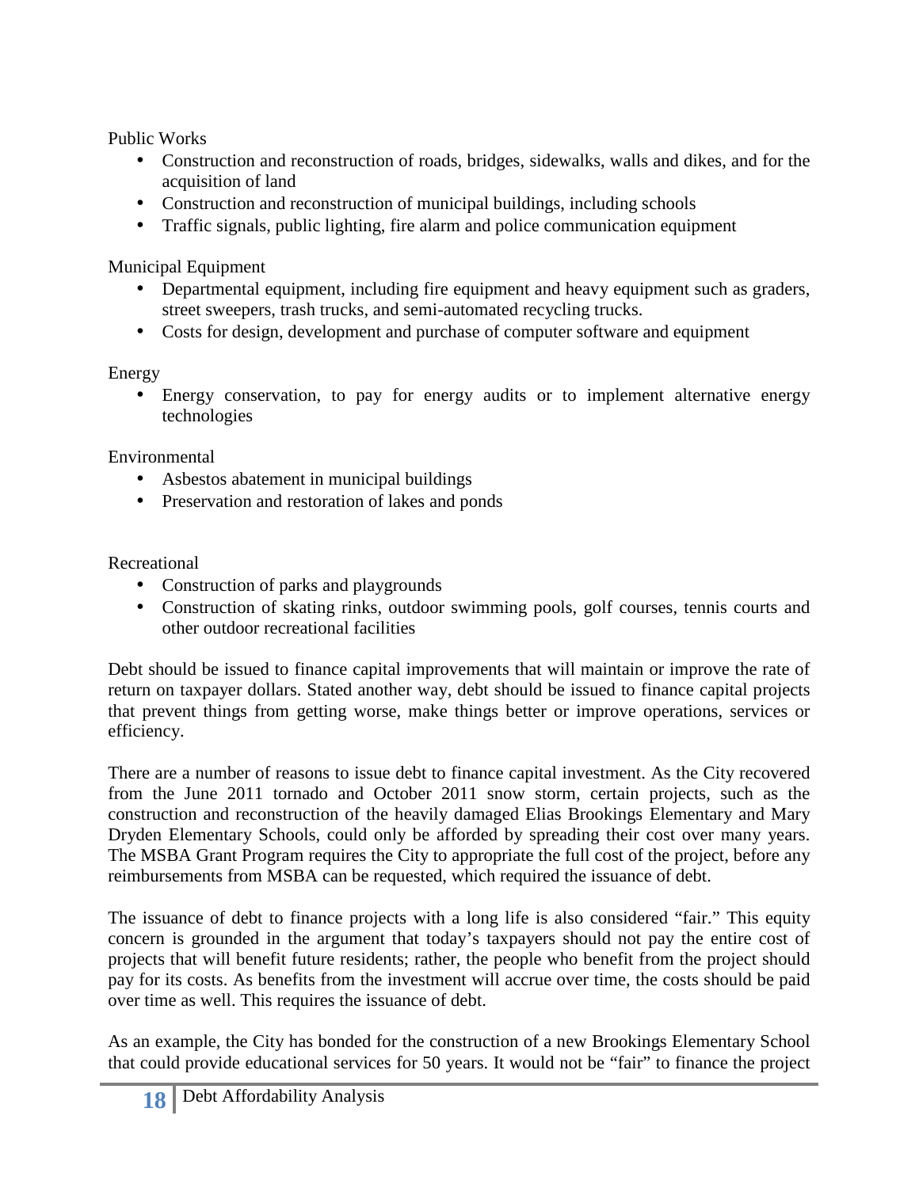Public Works

- Construction and reconstruction of roads, bridges, sidewalks, walls and dikes, and for the acquisition of land
- Construction and reconstruction of municipal buildings, including schools
- Traffic signals, public lighting, fire alarm and police communication equipment

Municipal Equipment

- Departmental equipment, including fire equipment and heavy equipment such as graders, street sweepers, trash trucks, and semi-automated recycling trucks.
- Costs for design, development and purchase of computer software and equipment

Energy

- Energy conservation, to pay for energy audits or to implement alternative energy technologies

Environmental

- Asbestos abatement in municipal buildings
- Preservation and restoration of lakes and ponds

Recreational

- Construction of parks and playgrounds
- Construction of skating rinks, outdoor swimming pools, golf courses, tennis courts and other outdoor recreational facilities

Debt should be issued to finance capital improvements that will maintain or improve the rate of return on taxpayer dollars. Stated another way, debt should be issued to finance capital projects that prevent things from getting worse, make things better or improve operations, services or efficiency.

There are a number of reasons to issue debt to finance capital investment. As the City recovered from the June 2011 tornado and October 2011 snow storm, certain projects, such as the construction and reconstruction of the heavily damaged Elias Brookings Elementary and Mary Dryden Elementary Schools, could only be afforded by spreading their cost over many years. The MSBA Grant Program requires the City to appropriate the full cost of the project, before any reimbursements from MSBA can be requested, which required the issuance of debt.

The issuance of debt to finance projects with a long life is also considered "fair." This equity concern is grounded in the argument that today's taxpayers should not pay the entire cost of projects that will benefit future residents; rather, the people who benefit from the project should pay for its costs. As benefits from the investment will accrue over time, the costs should be paid over time as well. This requires the issuance of debt.

As an example, the City has bonded for the construction of a new Brookings Elementary School that could provide educational services for 50 years. It would not be "fair" to finance the project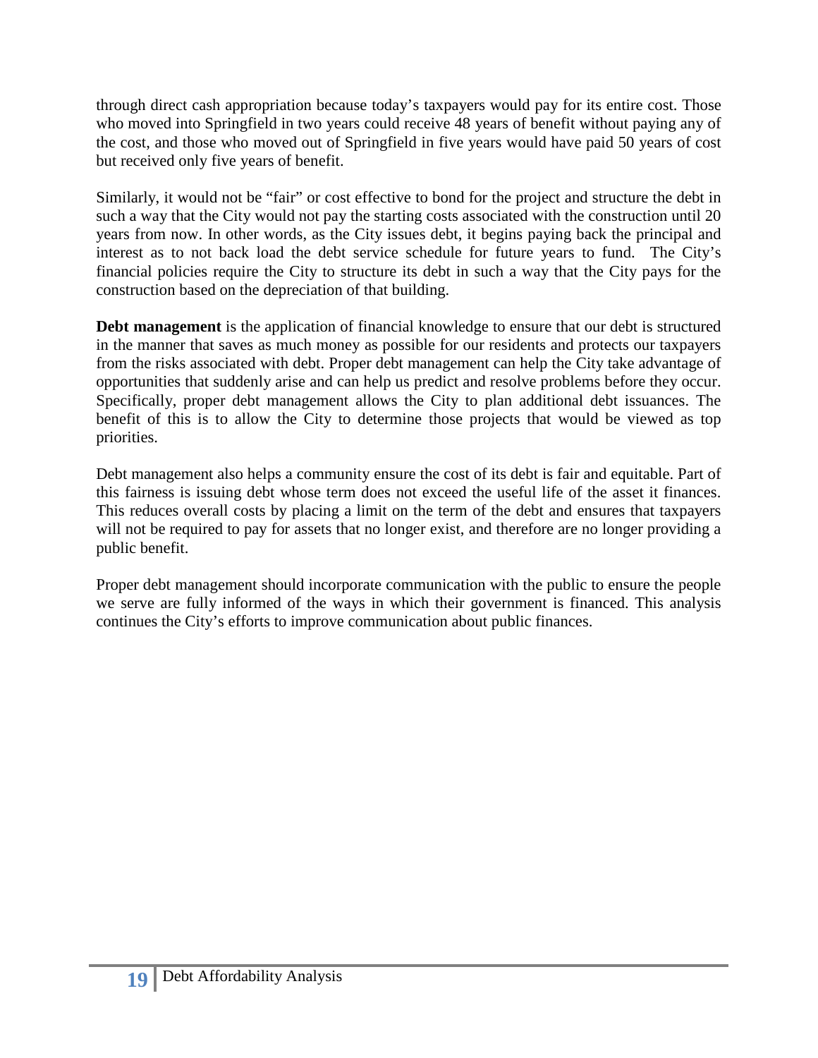through direct cash appropriation because today's taxpayers would pay for its entire cost. Those who moved into Springfield in two years could receive 48 years of benefit without paying any of the cost, and those who moved out of Springfield in five years would have paid 50 years of cost but received only five years of benefit.

Similarly, it would not be "fair" or cost effective to bond for the project and structure the debt in such a way that the City would not pay the starting costs associated with the construction until 20 years from now. In other words, as the City issues debt, it begins paying back the principal and interest as to not back load the debt service schedule for future years to fund. The City's financial policies require the City to structure its debt in such a way that the City pays for the construction based on the depreciation of that building.

**Debt management** is the application of financial knowledge to ensure that our debt is structured in the manner that saves as much money as possible for our residents and protects our taxpayers from the risks associated with debt. Proper debt management can help the City take advantage of opportunities that suddenly arise and can help us predict and resolve problems before they occur. Specifically, proper debt management allows the City to plan additional debt issuances. The benefit of this is to allow the City to determine those projects that would be viewed as top priorities.

Debt management also helps a community ensure the cost of its debt is fair and equitable. Part of this fairness is issuing debt whose term does not exceed the useful life of the asset it finances. This reduces overall costs by placing a limit on the term of the debt and ensures that taxpayers will not be required to pay for assets that no longer exist, and therefore are no longer providing a public benefit.

Proper debt management should incorporate communication with the public to ensure the people we serve are fully informed of the ways in which their government is financed. This analysis continues the City's efforts to improve communication about public finances.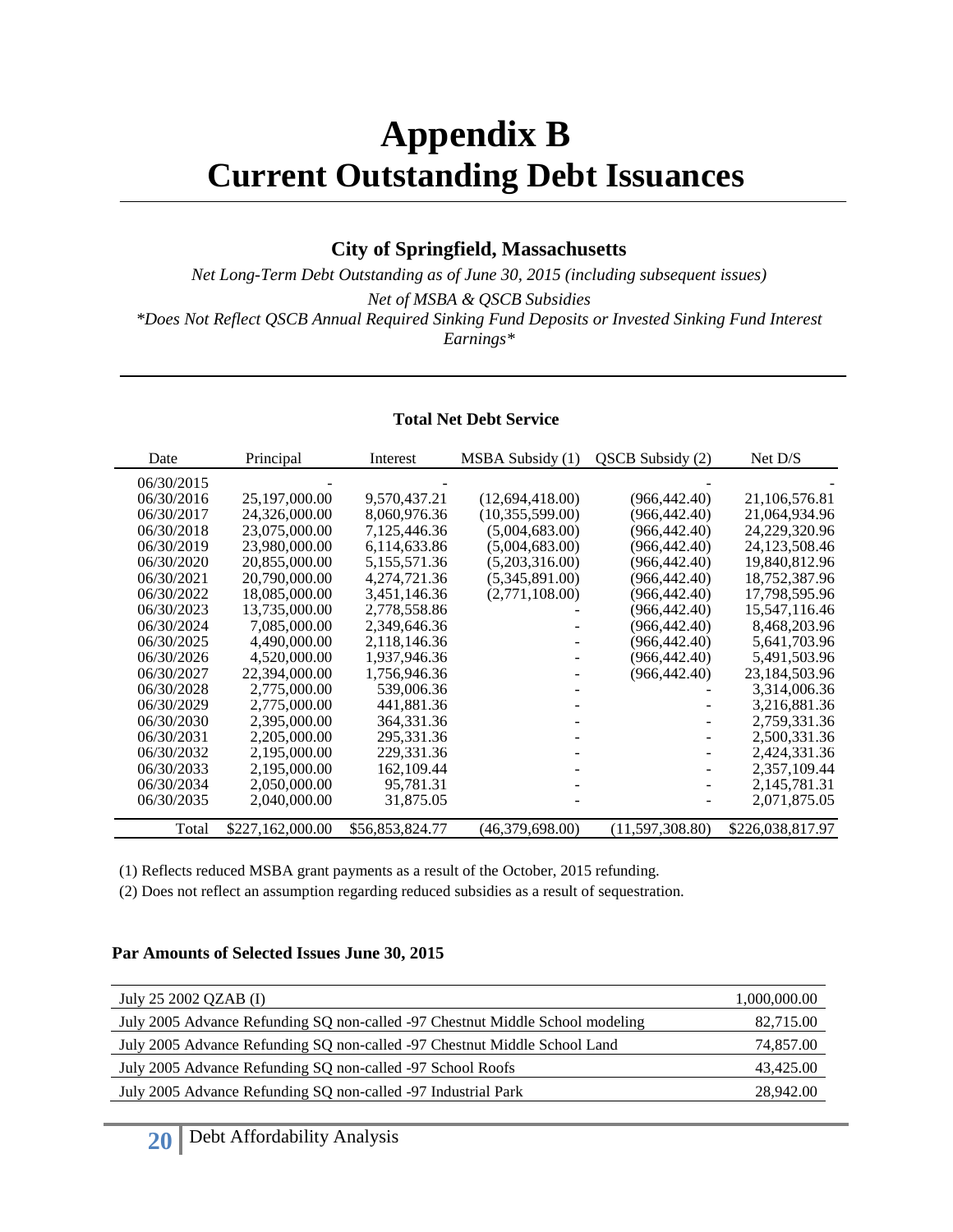# Appendix B
# Current Outstanding Debt Issuances

### City of Springfield, Massachusetts

*Net Long-Term Debt Outstanding as of June 30, 2015 (including subsequent issues)*

*Net of MSBA & QSCB Subsidies*

*\*Does Not Reflect QSCB Annual Required Sinking Fund Deposits or Invested Sinking Fund Interest Earnings\**

**Total Net Debt Service**

| Date | Principal | Interest | MSBA Subsidy (1) | QSCB Subsidy (2) | Net D/S |
|---|---|---|---|---|---|
| 06/30/2015 | - | - | - | - | - |
| 06/30/2016 | 25,197,000.00 | 9,570,437.21 | (12,694,418.00) | (966,442.40) | 21,106,576.81 |
| 06/30/2017 | 24,326,000.00 | 8,060,976.36 | (10,355,599.00) | (966,442.40) | 21,064,934.96 |
| 06/30/2018 | 23,075,000.00 | 7,125,446.36 | (5,004,683.00) | (966,442.40) | 24,229,320.96 |
| 06/30/2019 | 23,980,000.00 | 6,114,633.86 | (5,004,683.00) | (966,442.40) | 24,123,508.46 |
| 06/30/2020 | 20,855,000.00 | 5,155,571.36 | (5,203,316.00) | (966,442.40) | 19,840,812.96 |
| 06/30/2021 | 20,790,000.00 | 4,274,721.36 | (5,345,891.00) | (966,442.40) | 18,752,387.96 |
| 06/30/2022 | 18,085,000.00 | 3,451,146.36 | (2,771,108.00) | (966,442.40) | 17,798,595.96 |
| 06/30/2023 | 13,735,000.00 | 2,778,558.86 | - | (966,442.40) | 15,547,116.46 |
| 06/30/2024 | 7,085,000.00 | 2,349,646.36 | - | (966,442.40) | 8,468,203.96 |
| 06/30/2025 | 4,490,000.00 | 2,118,146.36 | - | (966,442.40) | 5,641,703.96 |
| 06/30/2026 | 4,520,000.00 | 1,937,946.36 | - | (966,442.40) | 5,491,503.96 |
| 06/30/2027 | 22,394,000.00 | 1,756,946.36 | - | (966,442.40) | 23,184,503.96 |
| 06/30/2028 | 2,775,000.00 | 539,006.36 | - | - | 3,314,006.36 |
| 06/30/2029 | 2,775,000.00 | 441,881.36 | - | - | 3,216,881.36 |
| 06/30/2030 | 2,395,000.00 | 364,331.36 | - | - | 2,759,331.36 |
| 06/30/2031 | 2,205,000.00 | 295,331.36 | - | - | 2,500,331.36 |
| 06/30/2032 | 2,195,000.00 | 229,331.36 | - | - | 2,424,331.36 |
| 06/30/2033 | 2,195,000.00 | 162,109.44 | - | - | 2,357,109.44 |
| 06/30/2034 | 2,050,000.00 | 95,781.31 | - | - | 2,145,781.31 |
| 06/30/2035 | 2,040,000.00 | 31,875.05 | - | - | 2,071,875.05 |
| Total | $227,162,000.00 | $56,853,824.77 | (46,379,698.00) | (11,597,308.80) | $226,038,817.97 |

(1) Reflects reduced MSBA grant payments as a result of the October, 2015 refunding.

(2) Does not reflect an assumption regarding reduced subsidies as a result of sequestration.

**Par Amounts of Selected Issues June 30, 2015**

| Issue | Amount |
|---|---|
| July 25 2002 QZAB (I) | 1,000,000.00 |
| July 2005 Advance Refunding SQ non-called -97 Chestnut Middle School modeling | 82,715.00 |
| July 2005 Advance Refunding SQ non-called -97 Chestnut Middle School Land | 74,857.00 |
| July 2005 Advance Refunding SQ non-called -97 School Roofs | 43,425.00 |
| July 2005 Advance Refunding SQ non-called -97 Industrial Park | 28,942.00 |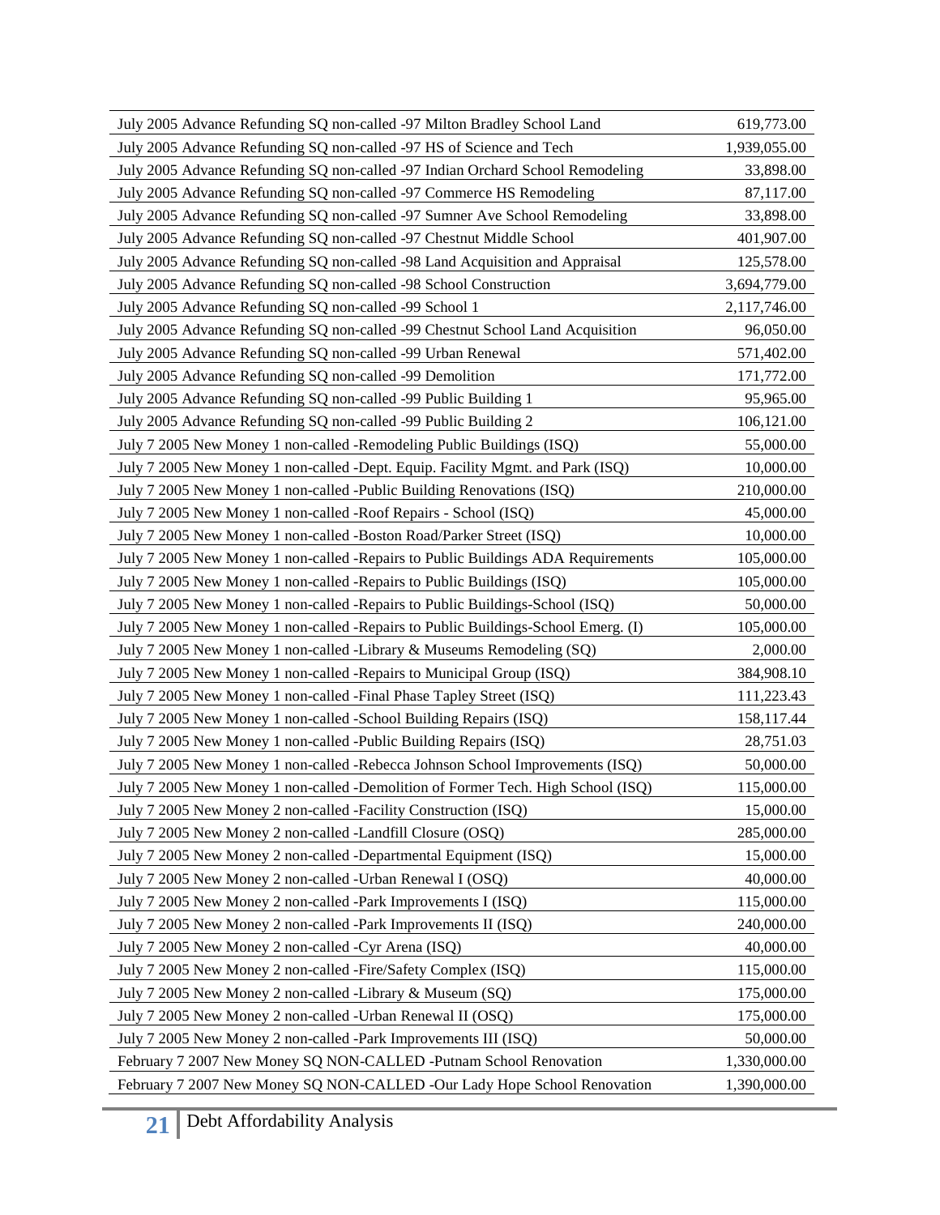| | |
|---|---|
| July 2005 Advance Refunding SQ non-called -97 Milton Bradley School Land | 619,773.00 |
| July 2005 Advance Refunding SQ non-called -97 HS of Science and Tech | 1,939,055.00 |
| July 2005 Advance Refunding SQ non-called -97 Indian Orchard School Remodeling | 33,898.00 |
| July 2005 Advance Refunding SQ non-called -97 Commerce HS Remodeling | 87,117.00 |
| July 2005 Advance Refunding SQ non-called -97 Sumner Ave School Remodeling | 33,898.00 |
| July 2005 Advance Refunding SQ non-called -97 Chestnut Middle School | 401,907.00 |
| July 2005 Advance Refunding SQ non-called -98 Land Acquisition and Appraisal | 125,578.00 |
| July 2005 Advance Refunding SQ non-called -98 School Construction | 3,694,779.00 |
| July 2005 Advance Refunding SQ non-called -99 School 1 | 2,117,746.00 |
| July 2005 Advance Refunding SQ non-called -99 Chestnut School Land Acquisition | 96,050.00 |
| July 2005 Advance Refunding SQ non-called -99 Urban Renewal | 571,402.00 |
| July 2005 Advance Refunding SQ non-called -99 Demolition | 171,772.00 |
| July 2005 Advance Refunding SQ non-called -99 Public Building 1 | 95,965.00 |
| July 2005 Advance Refunding SQ non-called -99 Public Building 2 | 106,121.00 |
| July 7 2005 New Money 1 non-called -Remodeling Public Buildings (ISQ) | 55,000.00 |
| July 7 2005 New Money 1 non-called -Dept. Equip. Facility Mgmt. and Park (ISQ) | 10,000.00 |
| July 7 2005 New Money 1 non-called -Public Building Renovations (ISQ) | 210,000.00 |
| July 7 2005 New Money 1 non-called -Roof Repairs - School (ISQ) | 45,000.00 |
| July 7 2005 New Money 1 non-called -Boston Road/Parker Street (ISQ) | 10,000.00 |
| July 7 2005 New Money 1 non-called -Repairs to Public Buildings ADA Requirements | 105,000.00 |
| July 7 2005 New Money 1 non-called -Repairs to Public Buildings (ISQ) | 105,000.00 |
| July 7 2005 New Money 1 non-called -Repairs to Public Buildings-School (ISQ) | 50,000.00 |
| July 7 2005 New Money 1 non-called -Repairs to Public Buildings-School Emerg. (I) | 105,000.00 |
| July 7 2005 New Money 1 non-called -Library & Museums Remodeling (SQ) | 2,000.00 |
| July 7 2005 New Money 1 non-called -Repairs to Municipal Group (ISQ) | 384,908.10 |
| July 7 2005 New Money 1 non-called -Final Phase Tapley Street (ISQ) | 111,223.43 |
| July 7 2005 New Money 1 non-called -School Building Repairs (ISQ) | 158,117.44 |
| July 7 2005 New Money 1 non-called -Public Building Repairs (ISQ) | 28,751.03 |
| July 7 2005 New Money 1 non-called -Rebecca Johnson School Improvements (ISQ) | 50,000.00 |
| July 7 2005 New Money 1 non-called -Demolition of Former Tech. High School (ISQ) | 115,000.00 |
| July 7 2005 New Money 2 non-called -Facility Construction (ISQ) | 15,000.00 |
| July 7 2005 New Money 2 non-called -Landfill Closure (OSQ) | 285,000.00 |
| July 7 2005 New Money 2 non-called -Departmental Equipment (ISQ) | 15,000.00 |
| July 7 2005 New Money 2 non-called -Urban Renewal I (OSQ) | 40,000.00 |
| July 7 2005 New Money 2 non-called -Park Improvements I (ISQ) | 115,000.00 |
| July 7 2005 New Money 2 non-called -Park Improvements II (ISQ) | 240,000.00 |
| July 7 2005 New Money 2 non-called -Cyr Arena (ISQ) | 40,000.00 |
| July 7 2005 New Money 2 non-called -Fire/Safety Complex (ISQ) | 115,000.00 |
| July 7 2005 New Money 2 non-called -Library & Museum (SQ) | 175,000.00 |
| July 7 2005 New Money 2 non-called -Urban Renewal II (OSQ) | 175,000.00 |
| July 7 2005 New Money 2 non-called -Park Improvements III (ISQ) | 50,000.00 |
| February 7 2007 New Money SQ NON-CALLED -Putnam School Renovation | 1,330,000.00 |
| February 7 2007 New Money SQ NON-CALLED -Our Lady Hope School Renovation | 1,390,000.00 |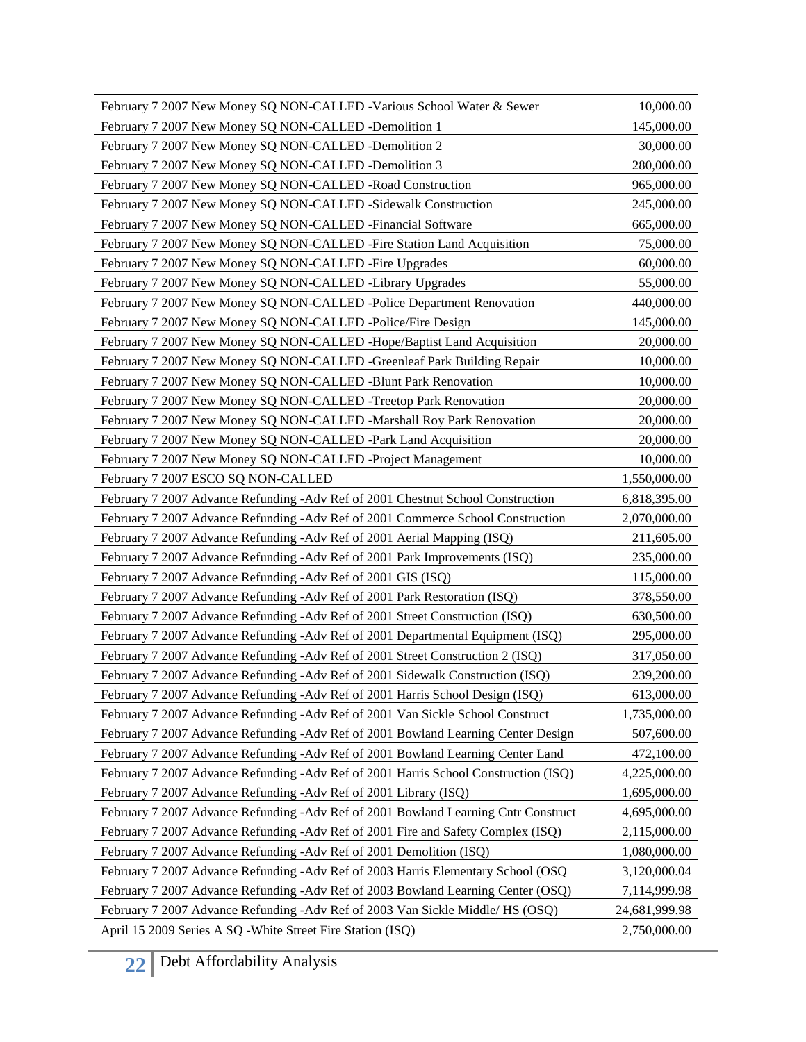| | |
|---|---|
| February 7 2007 New Money SQ NON-CALLED -Various School Water & Sewer | 10,000.00 |
| February 7 2007 New Money SQ NON-CALLED -Demolition 1 | 145,000.00 |
| February 7 2007 New Money SQ NON-CALLED -Demolition 2 | 30,000.00 |
| February 7 2007 New Money SQ NON-CALLED -Demolition 3 | 280,000.00 |
| February 7 2007 New Money SQ NON-CALLED -Road Construction | 965,000.00 |
| February 7 2007 New Money SQ NON-CALLED -Sidewalk Construction | 245,000.00 |
| February 7 2007 New Money SQ NON-CALLED -Financial Software | 665,000.00 |
| February 7 2007 New Money SQ NON-CALLED -Fire Station Land Acquisition | 75,000.00 |
| February 7 2007 New Money SQ NON-CALLED -Fire Upgrades | 60,000.00 |
| February 7 2007 New Money SQ NON-CALLED -Library Upgrades | 55,000.00 |
| February 7 2007 New Money SQ NON-CALLED -Police Department Renovation | 440,000.00 |
| February 7 2007 New Money SQ NON-CALLED -Police/Fire Design | 145,000.00 |
| February 7 2007 New Money SQ NON-CALLED -Hope/Baptist Land Acquisition | 20,000.00 |
| February 7 2007 New Money SQ NON-CALLED -Greenleaf Park Building Repair | 10,000.00 |
| February 7 2007 New Money SQ NON-CALLED -Blunt Park Renovation | 10,000.00 |
| February 7 2007 New Money SQ NON-CALLED -Treetop Park Renovation | 20,000.00 |
| February 7 2007 New Money SQ NON-CALLED -Marshall Roy Park Renovation | 20,000.00 |
| February 7 2007 New Money SQ NON-CALLED -Park Land Acquisition | 20,000.00 |
| February 7 2007 New Money SQ NON-CALLED -Project Management | 10,000.00 |
| February 7 2007 ESCO SQ NON-CALLED | 1,550,000.00 |
| February 7 2007 Advance Refunding -Adv Ref of 2001 Chestnut School Construction | 6,818,395.00 |
| February 7 2007 Advance Refunding -Adv Ref of 2001 Commerce School Construction | 2,070,000.00 |
| February 7 2007 Advance Refunding -Adv Ref of 2001 Aerial Mapping (ISQ) | 211,605.00 |
| February 7 2007 Advance Refunding -Adv Ref of 2001 Park Improvements (ISQ) | 235,000.00 |
| February 7 2007 Advance Refunding -Adv Ref of 2001 GIS (ISQ) | 115,000.00 |
| February 7 2007 Advance Refunding -Adv Ref of 2001 Park Restoration (ISQ) | 378,550.00 |
| February 7 2007 Advance Refunding -Adv Ref of 2001 Street Construction (ISQ) | 630,500.00 |
| February 7 2007 Advance Refunding -Adv Ref of 2001 Departmental Equipment (ISQ) | 295,000.00 |
| February 7 2007 Advance Refunding -Adv Ref of 2001 Street Construction 2 (ISQ) | 317,050.00 |
| February 7 2007 Advance Refunding -Adv Ref of 2001 Sidewalk Construction (ISQ) | 239,200.00 |
| February 7 2007 Advance Refunding -Adv Ref of 2001 Harris School Design (ISQ) | 613,000.00 |
| February 7 2007 Advance Refunding -Adv Ref of 2001 Van Sickle School Construct | 1,735,000.00 |
| February 7 2007 Advance Refunding -Adv Ref of 2001 Bowland Learning Center Design | 507,600.00 |
| February 7 2007 Advance Refunding -Adv Ref of 2001 Bowland Learning Center Land | 472,100.00 |
| February 7 2007 Advance Refunding -Adv Ref of 2001 Harris School Construction (ISQ) | 4,225,000.00 |
| February 7 2007 Advance Refunding -Adv Ref of 2001 Library (ISQ) | 1,695,000.00 |
| February 7 2007 Advance Refunding -Adv Ref of 2001 Bowland Learning Cntr Construct | 4,695,000.00 |
| February 7 2007 Advance Refunding -Adv Ref of 2001 Fire and Safety Complex (ISQ) | 2,115,000.00 |
| February 7 2007 Advance Refunding -Adv Ref of 2001 Demolition (ISQ) | 1,080,000.00 |
| February 7 2007 Advance Refunding -Adv Ref of 2003 Harris Elementary School (OSQ | 3,120,000.04 |
| February 7 2007 Advance Refunding -Adv Ref of 2003 Bowland Learning Center (OSQ) | 7,114,999.98 |
| February 7 2007 Advance Refunding -Adv Ref of 2003 Van Sickle Middle/ HS (OSQ) | 24,681,999.98 |
| April 15 2009 Series A SQ -White Street Fire Station (ISQ) | 2,750,000.00 |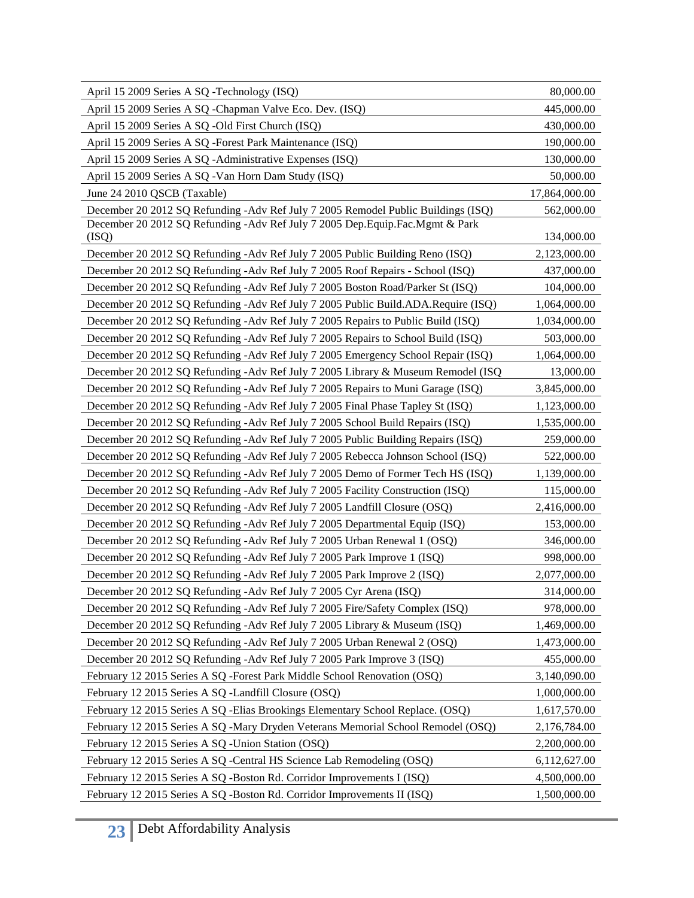| | |
|---|---|
| April 15 2009 Series A SQ -Technology (ISQ) | 80,000.00 |
| April 15 2009 Series A SQ -Chapman Valve Eco. Dev. (ISQ) | 445,000.00 |
| April 15 2009 Series A SQ -Old First Church (ISQ) | 430,000.00 |
| April 15 2009 Series A SQ -Forest Park Maintenance (ISQ) | 190,000.00 |
| April 15 2009 Series A SQ -Administrative Expenses (ISQ) | 130,000.00 |
| April 15 2009 Series A SQ -Van Horn Dam Study (ISQ) | 50,000.00 |
| June 24 2010 QSCB (Taxable) | 17,864,000.00 |
| December 20 2012 SQ Refunding -Adv Ref July 7 2005 Remodel Public Buildings (ISQ) | 562,000.00 |
| December 20 2012 SQ Refunding -Adv Ref July 7 2005 Dep.Equip.Fac.Mgmt & Park (ISQ) | 134,000.00 |
| December 20 2012 SQ Refunding -Adv Ref July 7 2005 Public Building Reno (ISQ) | 2,123,000.00 |
| December 20 2012 SQ Refunding -Adv Ref July 7 2005 Roof Repairs - School (ISQ) | 437,000.00 |
| December 20 2012 SQ Refunding -Adv Ref July 7 2005 Boston Road/Parker St (ISQ) | 104,000.00 |
| December 20 2012 SQ Refunding -Adv Ref July 7 2005 Public Build.ADA.Require (ISQ) | 1,064,000.00 |
| December 20 2012 SQ Refunding -Adv Ref July 7 2005 Repairs to Public Build (ISQ) | 1,034,000.00 |
| December 20 2012 SQ Refunding -Adv Ref July 7 2005 Repairs to School Build (ISQ) | 503,000.00 |
| December 20 2012 SQ Refunding -Adv Ref July 7 2005 Emergency School Repair (ISQ) | 1,064,000.00 |
| December 20 2012 SQ Refunding -Adv Ref July 7 2005 Library & Museum Remodel (ISQ | 13,000.00 |
| December 20 2012 SQ Refunding -Adv Ref July 7 2005 Repairs to Muni Garage (ISQ) | 3,845,000.00 |
| December 20 2012 SQ Refunding -Adv Ref July 7 2005 Final Phase Tapley St (ISQ) | 1,123,000.00 |
| December 20 2012 SQ Refunding -Adv Ref July 7 2005 School Build Repairs (ISQ) | 1,535,000.00 |
| December 20 2012 SQ Refunding -Adv Ref July 7 2005 Public Building Repairs (ISQ) | 259,000.00 |
| December 20 2012 SQ Refunding -Adv Ref July 7 2005 Rebecca Johnson School (ISQ) | 522,000.00 |
| December 20 2012 SQ Refunding -Adv Ref July 7 2005 Demo of Former Tech HS (ISQ) | 1,139,000.00 |
| December 20 2012 SQ Refunding -Adv Ref July 7 2005 Facility Construction (ISQ) | 115,000.00 |
| December 20 2012 SQ Refunding -Adv Ref July 7 2005 Landfill Closure (OSQ) | 2,416,000.00 |
| December 20 2012 SQ Refunding -Adv Ref July 7 2005 Departmental Equip (ISQ) | 153,000.00 |
| December 20 2012 SQ Refunding -Adv Ref July 7 2005 Urban Renewal 1 (OSQ) | 346,000.00 |
| December 20 2012 SQ Refunding -Adv Ref July 7 2005 Park Improve 1 (ISQ) | 998,000.00 |
| December 20 2012 SQ Refunding -Adv Ref July 7 2005 Park Improve 2 (ISQ) | 2,077,000.00 |
| December 20 2012 SQ Refunding -Adv Ref July 7 2005 Cyr Arena (ISQ) | 314,000.00 |
| December 20 2012 SQ Refunding -Adv Ref July 7 2005 Fire/Safety Complex (ISQ) | 978,000.00 |
| December 20 2012 SQ Refunding -Adv Ref July 7 2005 Library & Museum (ISQ) | 1,469,000.00 |
| December 20 2012 SQ Refunding -Adv Ref July 7 2005 Urban Renewal 2 (OSQ) | 1,473,000.00 |
| December 20 2012 SQ Refunding -Adv Ref July 7 2005 Park Improve 3 (ISQ) | 455,000.00 |
| February 12 2015 Series A SQ -Forest Park Middle School Renovation (OSQ) | 3,140,090.00 |
| February 12 2015 Series A SQ -Landfill Closure (OSQ) | 1,000,000.00 |
| February 12 2015 Series A SQ -Elias Brookings Elementary School Replace. (OSQ) | 1,617,570.00 |
| February 12 2015 Series A SQ -Mary Dryden Veterans Memorial School Remodel (OSQ) | 2,176,784.00 |
| February 12 2015 Series A SQ -Union Station (OSQ) | 2,200,000.00 |
| February 12 2015 Series A SQ -Central HS Science Lab Remodeling (OSQ) | 6,112,627.00 |
| February 12 2015 Series A SQ -Boston Rd. Corridor Improvements I (ISQ) | 4,500,000.00 |
| February 12 2015 Series A SQ -Boston Rd. Corridor Improvements II (ISQ) | 1,500,000.00 |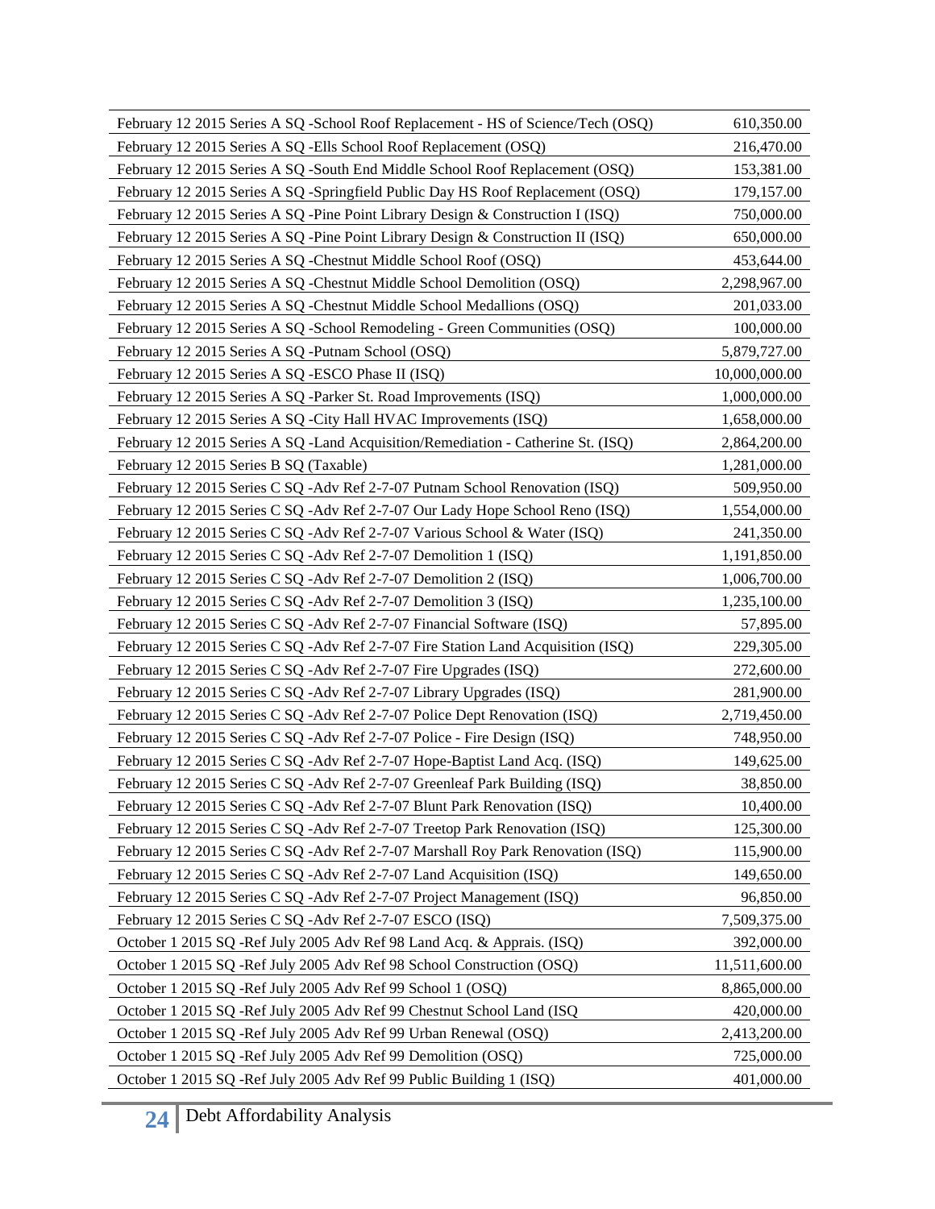| | |
|---|---|
| February 12 2015 Series A SQ -School Roof Replacement - HS of Science/Tech (OSQ) | 610,350.00 |
| February 12 2015 Series A SQ -Ells School Roof Replacement (OSQ) | 216,470.00 |
| February 12 2015 Series A SQ -South End Middle School Roof Replacement (OSQ) | 153,381.00 |
| February 12 2015 Series A SQ -Springfield Public Day HS Roof Replacement (OSQ) | 179,157.00 |
| February 12 2015 Series A SQ -Pine Point Library Design & Construction I (ISQ) | 750,000.00 |
| February 12 2015 Series A SQ -Pine Point Library Design & Construction II (ISQ) | 650,000.00 |
| February 12 2015 Series A SQ -Chestnut Middle School Roof (OSQ) | 453,644.00 |
| February 12 2015 Series A SQ -Chestnut Middle School Demolition (OSQ) | 2,298,967.00 |
| February 12 2015 Series A SQ -Chestnut Middle School Medallions (OSQ) | 201,033.00 |
| February 12 2015 Series A SQ -School Remodeling - Green Communities (OSQ) | 100,000.00 |
| February 12 2015 Series A SQ -Putnam School (OSQ) | 5,879,727.00 |
| February 12 2015 Series A SQ -ESCO Phase II (ISQ) | 10,000,000.00 |
| February 12 2015 Series A SQ -Parker St. Road Improvements (ISQ) | 1,000,000.00 |
| February 12 2015 Series A SQ -City Hall HVAC Improvements (ISQ) | 1,658,000.00 |
| February 12 2015 Series A SQ -Land Acquisition/Remediation - Catherine St. (ISQ) | 2,864,200.00 |
| February 12 2015 Series B SQ (Taxable) | 1,281,000.00 |
| February 12 2015 Series C SQ -Adv Ref 2-7-07 Putnam School Renovation (ISQ) | 509,950.00 |
| February 12 2015 Series C SQ -Adv Ref 2-7-07 Our Lady Hope School Reno (ISQ) | 1,554,000.00 |
| February 12 2015 Series C SQ -Adv Ref 2-7-07 Various School & Water (ISQ) | 241,350.00 |
| February 12 2015 Series C SQ -Adv Ref 2-7-07 Demolition 1 (ISQ) | 1,191,850.00 |
| February 12 2015 Series C SQ -Adv Ref 2-7-07 Demolition 2 (ISQ) | 1,006,700.00 |
| February 12 2015 Series C SQ -Adv Ref 2-7-07 Demolition 3 (ISQ) | 1,235,100.00 |
| February 12 2015 Series C SQ -Adv Ref 2-7-07 Financial Software (ISQ) | 57,895.00 |
| February 12 2015 Series C SQ -Adv Ref 2-7-07 Fire Station Land Acquisition (ISQ) | 229,305.00 |
| February 12 2015 Series C SQ -Adv Ref 2-7-07 Fire Upgrades (ISQ) | 272,600.00 |
| February 12 2015 Series C SQ -Adv Ref 2-7-07 Library Upgrades (ISQ) | 281,900.00 |
| February 12 2015 Series C SQ -Adv Ref 2-7-07 Police Dept Renovation (ISQ) | 2,719,450.00 |
| February 12 2015 Series C SQ -Adv Ref 2-7-07 Police - Fire Design (ISQ) | 748,950.00 |
| February 12 2015 Series C SQ -Adv Ref 2-7-07 Hope-Baptist Land Acq. (ISQ) | 149,625.00 |
| February 12 2015 Series C SQ -Adv Ref 2-7-07 Greenleaf Park Building (ISQ) | 38,850.00 |
| February 12 2015 Series C SQ -Adv Ref 2-7-07 Blunt Park Renovation (ISQ) | 10,400.00 |
| February 12 2015 Series C SQ -Adv Ref 2-7-07 Treetop Park Renovation (ISQ) | 125,300.00 |
| February 12 2015 Series C SQ -Adv Ref 2-7-07 Marshall Roy Park Renovation (ISQ) | 115,900.00 |
| February 12 2015 Series C SQ -Adv Ref 2-7-07 Land Acquisition (ISQ) | 149,650.00 |
| February 12 2015 Series C SQ -Adv Ref 2-7-07 Project Management (ISQ) | 96,850.00 |
| February 12 2015 Series C SQ -Adv Ref 2-7-07 ESCO (ISQ) | 7,509,375.00 |
| October 1 2015 SQ -Ref July 2005 Adv Ref 98 Land Acq. & Apprais. (ISQ) | 392,000.00 |
| October 1 2015 SQ -Ref July 2005 Adv Ref 98 School Construction (OSQ) | 11,511,600.00 |
| October 1 2015 SQ -Ref July 2005 Adv Ref 99 School 1 (OSQ) | 8,865,000.00 |
| October 1 2015 SQ -Ref July 2005 Adv Ref 99 Chestnut School Land (ISQ | 420,000.00 |
| October 1 2015 SQ -Ref July 2005 Adv Ref 99 Urban Renewal (OSQ) | 2,413,200.00 |
| October 1 2015 SQ -Ref July 2005 Adv Ref 99 Demolition (OSQ) | 725,000.00 |
| October 1 2015 SQ -Ref July 2005 Adv Ref 99 Public Building 1 (ISQ) | 401,000.00 |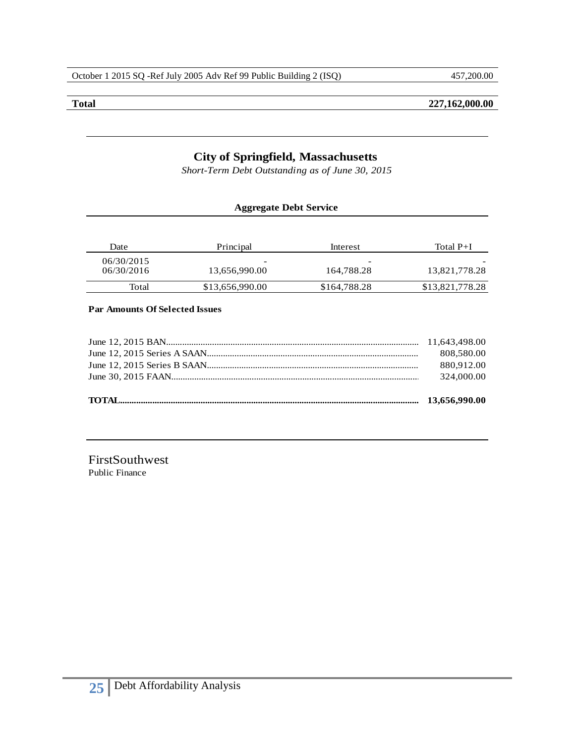| | |
|---|---|
| October 1 2015 SQ -Ref July 2005 Adv Ref 99 Public Building 2 (ISQ) | 457,200.00 |
| **Total** | **227,162,000.00** |

## City of Springfield, Massachusetts

*Short-Term Debt Outstanding as of June 30, 2015*

### Aggregate Debt Service

| Date | Principal | Interest | Total P+I |
|---|---|---|---|
| 06/30/2015 | - | - | - |
| 06/30/2016 | 13,656,990.00 | 164,788.28 | 13,821,778.28 |
| Total | $13,656,990.00 | $164,788.28 | $13,821,778.28 |

**Par Amounts Of Selected Issues**

| | |
|---|---|
| June 12, 2015 BAN | 11,643,498.00 |
| June 12, 2015 Series A SAAN | 808,580.00 |
| June 12, 2015 Series B SAAN | 880,912.00 |
| June 30, 2015 FAAN | 324,000.00 |
| **TOTAL** | **13,656,990.00** |

FirstSouthwest
Public Finance